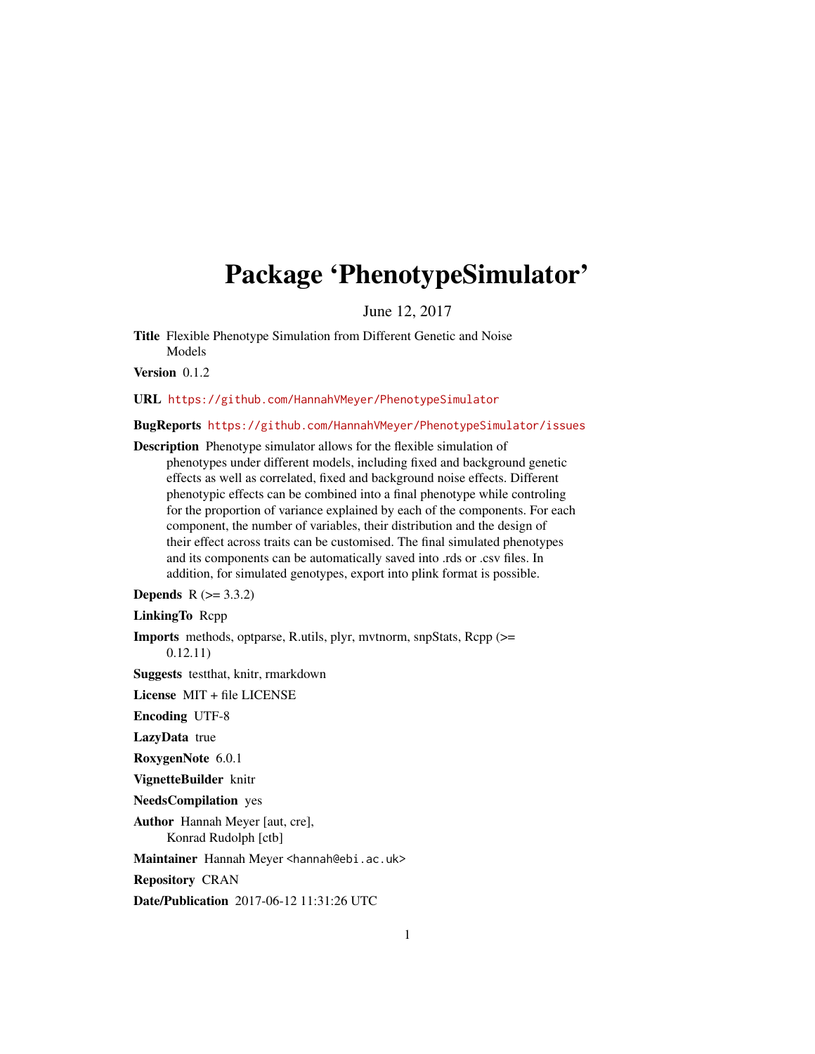# Package 'PhenotypeSimulator'

June 12, 2017

**Title** Flexible Phenotype Simulation from Different Genetic and Noise Models

**Version** 0.1.2

**URL** https://github.com/HannahVMeyer/PhenotypeSimulator

**BugReports** https://github.com/HannahVMeyer/PhenotypeSimulator/issues

**Description** Phenotype simulator allows for the flexible simulation of phenotypes under different models, including fixed and background genetic effects as well as correlated, fixed and background noise effects. Different phenotypic effects can be combined into a final phenotype while controling for the proportion of variance explained by each of the components. For each component, the number of variables, their distribution and the design of their effect across traits can be customised. The final simulated phenotypes and its components can be automatically saved into .rds or .csv files. In addition, for simulated genotypes, export into plink format is possible.

**Depends** R (>= 3.3.2)

**LinkingTo** Rcpp

**Imports** methods, optparse, R.utils, plyr, mvtnorm, snpStats, Rcpp (>= 0.12.11)

**Suggests** testthat, knitr, rmarkdown

**License** MIT + file LICENSE

**Encoding** UTF-8

**LazyData** true

**RoxygenNote** 6.0.1

**VignetteBuilder** knitr

**NeedsCompilation** yes

**Author** Hannah Meyer [aut, cre], Konrad Rudolph [ctb]

**Maintainer** Hannah Meyer <hannah@ebi.ac.uk>

**Repository** CRAN

**Date/Publication** 2017-06-12 11:31:26 UTC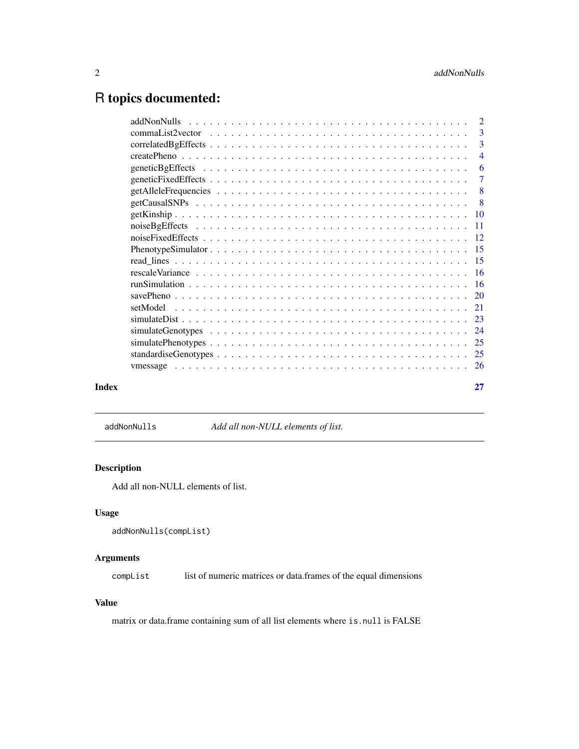# R topics documented:

| | |
|---|---|
| addNonNulls | 2 |
| commaList2vector | 3 |
| correlatedBgEffects | 3 |
| createPheno | 4 |
| geneticBgEffects | 6 |
| geneticFixedEffects | 7 |
| getAlleleFrequencies | 8 |
| getCausalSNPs | 8 |
| getKinship | 10 |
| noiseBgEffects | 11 |
| noiseFixedEffects | 12 |
| PhenotypeSimulator | 15 |
| read_lines | 15 |
| rescaleVariance | 16 |
| runSimulation | 16 |
| savePheno | 20 |
| setModel | 21 |
| simulateDist | 23 |
| simulateGenotypes | 24 |
| simulatePhenotypes | 25 |
| standardiseGenotypes | 25 |
| vmessage | 26 |

**Index** **27**

---

`addNonNulls` *Add all non-NULL elements of list.*

---

## Description

Add all non-NULL elements of list.

## Usage

```
addNonNulls(compList)
```

## Arguments

| | |
|---|---|
| `compList` | list of numeric matrices or data.frames of the equal dimensions |

## Value

matrix or data.frame containing sum of all list elements where `is.null` is FALSE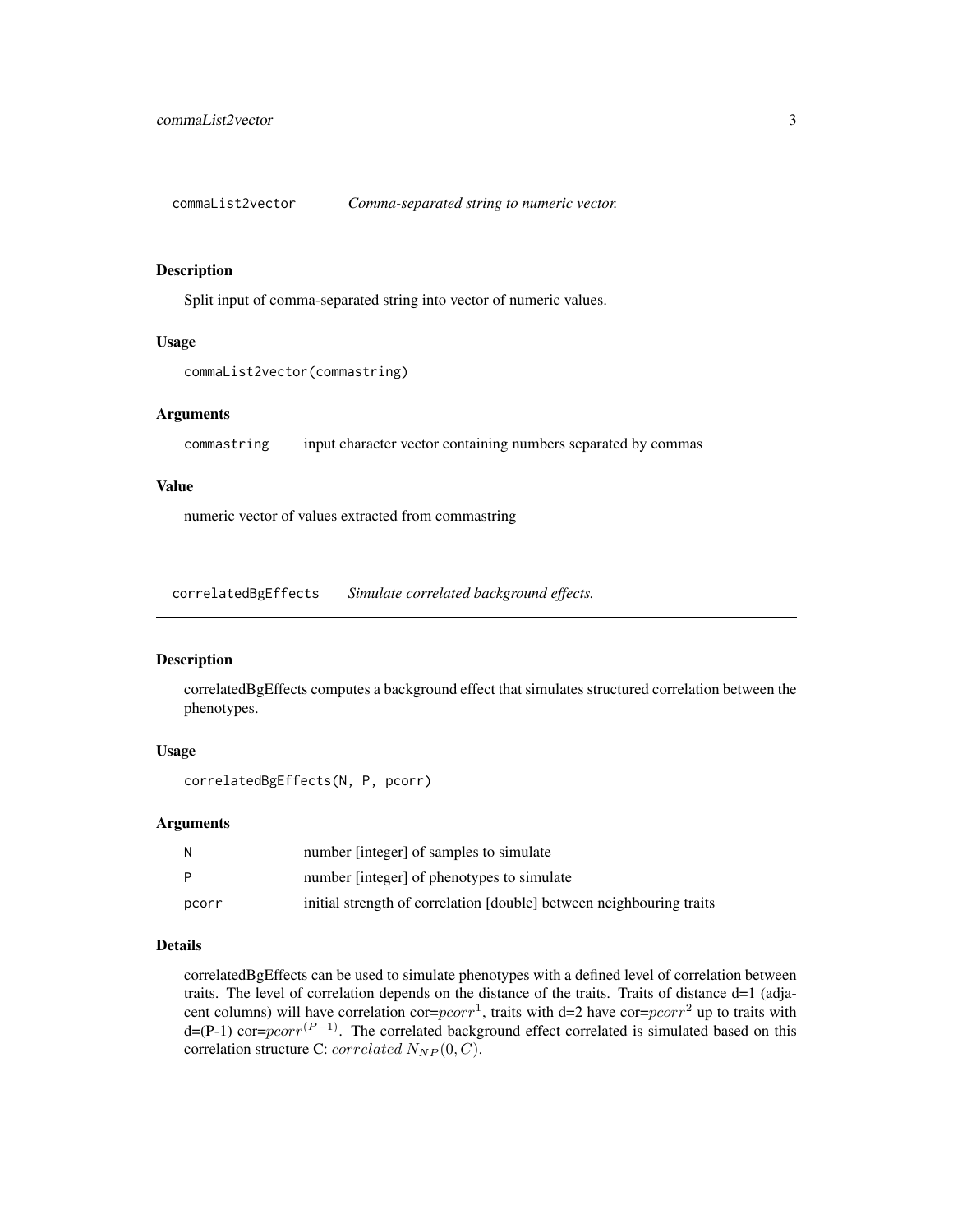## commaList2vector — *Comma-separated string to numeric vector.*

### Description

Split input of comma-separated string into vector of numeric values.

### Usage

```
commaList2vector(commastring)
```

### Arguments

| | |
|---|---|
| commastring | input character vector containing numbers separated by commas |

### Value

numeric vector of values extracted from commastring

## correlatedBgEffects — *Simulate correlated background effects.*

### Description

correlatedBgEffects computes a background effect that simulates structured correlation between the phenotypes.

### Usage

```
correlatedBgEffects(N, P, pcorr)
```

### Arguments

| | |
|---|---|
| N | number [integer] of samples to simulate |
| P | number [integer] of phenotypes to simulate |
| pcorr | initial strength of correlation [double] between neighbouring traits |

### Details

correlatedBgEffects can be used to simulate phenotypes with a defined level of correlation between traits. The level of correlation depends on the distance of the traits. Traits of distance d=1 (adjacent columns) will have correlation cor=$pcorr^1$, traits with d=2 have cor=$pcorr^2$ up to traits with d=(P-1) cor=$pcorr^{(P-1)}$. The correlated background effect correlated is simulated based on this correlation structure C: $correlated\ N_{NP}(0, C)$.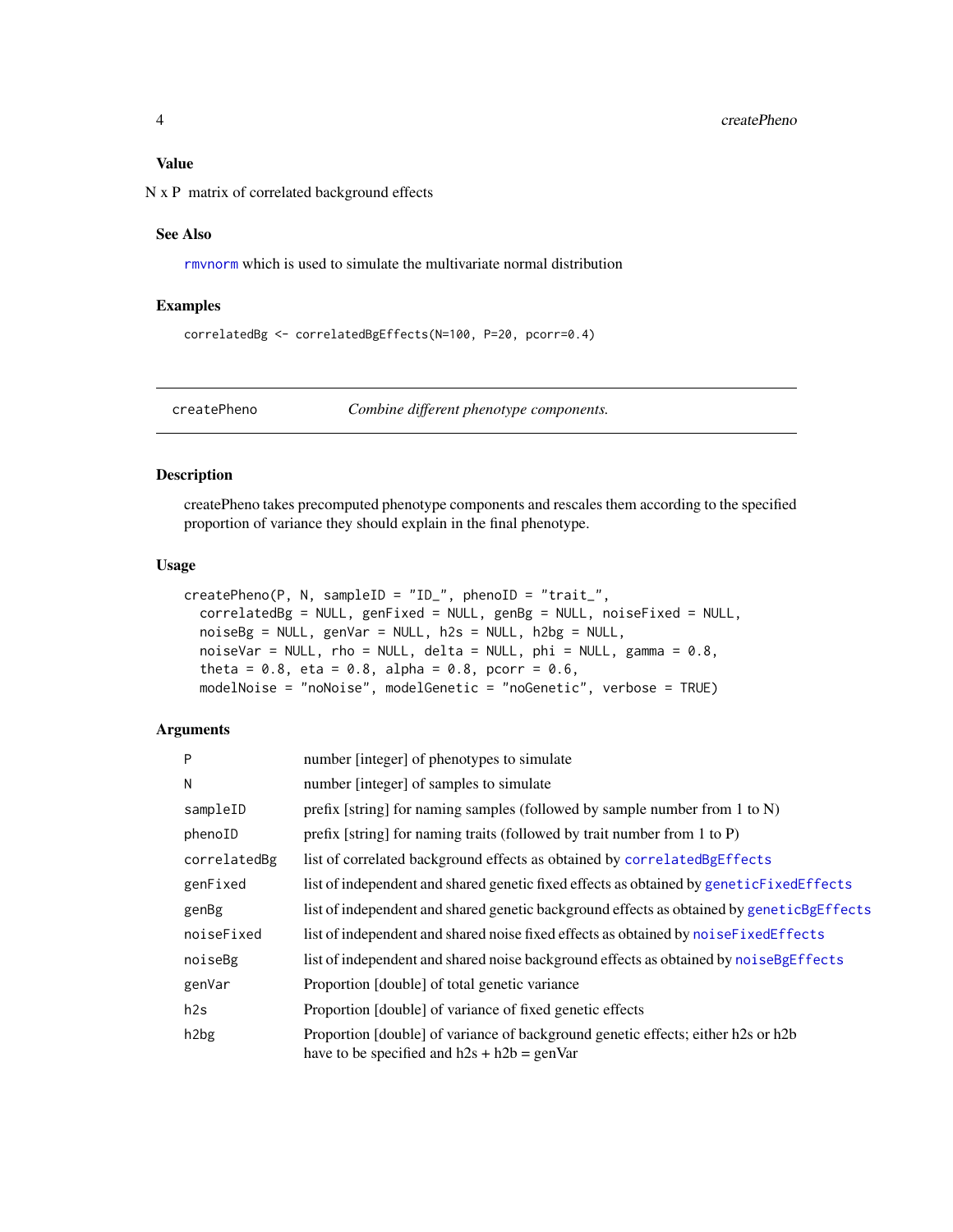### Value

N x P matrix of correlated background effects

### See Also

rmvnorm which is used to simulate the multivariate normal distribution

### Examples

```
correlatedBg <- correlatedBgEffects(N=100, P=20, pcorr=0.4)
```

---

## createPheno — *Combine different phenotype components.*

### Description

createPheno takes precomputed phenotype components and rescales them according to the specified proportion of variance they should explain in the final phenotype.

### Usage

```
createPheno(P, N, sampleID = "ID_", phenoID = "trait_",
  correlatedBg = NULL, genFixed = NULL, genBg = NULL, noiseFixed = NULL,
  noiseBg = NULL, genVar = NULL, h2s = NULL, h2bg = NULL,
  noiseVar = NULL, rho = NULL, delta = NULL, phi = NULL, gamma = 0.8,
  theta = 0.8, eta = 0.8, alpha = 0.8, pcorr = 0.6,
  modelNoise = "noNoise", modelGenetic = "noGenetic", verbose = TRUE)
```

### Arguments

| | |
|---|---|
| P | number [integer] of phenotypes to simulate |
| N | number [integer] of samples to simulate |
| sampleID | prefix [string] for naming samples (followed by sample number from 1 to N) |
| phenoID | prefix [string] for naming traits (followed by trait number from 1 to P) |
| correlatedBg | list of correlated background effects as obtained by correlatedBgEffects |
| genFixed | list of independent and shared genetic fixed effects as obtained by geneticFixedEffects |
| genBg | list of independent and shared genetic background effects as obtained by geneticBgEffects |
| noiseFixed | list of independent and shared noise fixed effects as obtained by noiseFixedEffects |
| noiseBg | list of independent and shared noise background effects as obtained by noiseBgEffects |
| genVar | Proportion [double] of total genetic variance |
| h2s | Proportion [double] of variance of fixed genetic effects |
| h2bg | Proportion [double] of variance of background genetic effects; either h2s or h2b have to be specified and h2s + h2b = genVar |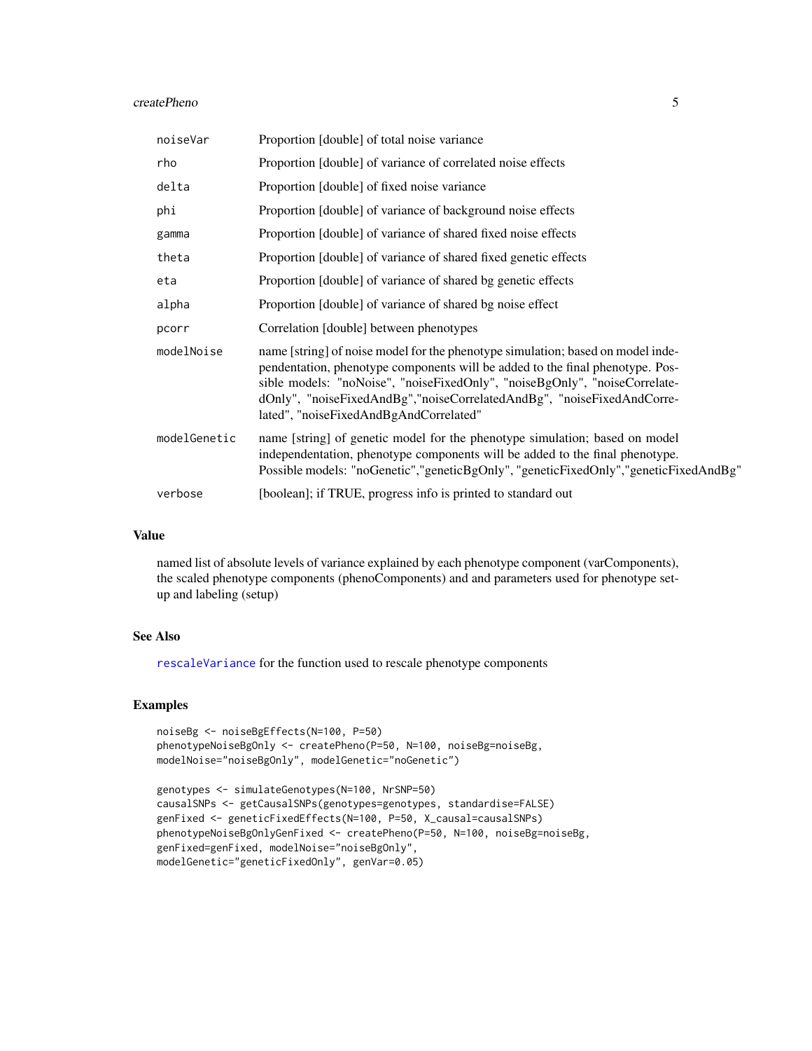| | |
|---|---|
| noiseVar | Proportion [double] of total noise variance |
| rho | Proportion [double] of variance of correlated noise effects |
| delta | Proportion [double] of fixed noise variance |
| phi | Proportion [double] of variance of background noise effects |
| gamma | Proportion [double] of variance of shared fixed noise effects |
| theta | Proportion [double] of variance of shared fixed genetic effects |
| eta | Proportion [double] of variance of shared bg genetic effects |
| alpha | Proportion [double] of variance of shared bg noise effect |
| pcorr | Correlation [double] between phenotypes |
| modelNoise | name [string] of noise model for the phenotype simulation; based on model independentation, phenotype components will be added to the final phenotype. Possible models: "noNoise", "noiseFixedOnly", "noiseBgOnly", "noiseCorrelatedOnly", "noiseFixedAndBg","noiseCorrelatedAndBg", "noiseFixedAndCorrelated", "noiseFixedAndBgAndCorrelated" |
| modelGenetic | name [string] of genetic model for the phenotype simulation; based on model independentation, phenotype components will be added to the final phenotype. Possible models: "noGenetic","geneticBgOnly", "geneticFixedOnly","geneticFixedAndBg" |
| verbose | [boolean]; if TRUE, progress info is printed to standard out |

## Value

named list of absolute levels of variance explained by each phenotype component (varComponents), the scaled phenotype components (phenoComponents) and and parameters used for phenotype setup and labeling (setup)

## See Also

rescaleVariance for the function used to rescale phenotype components

## Examples

```
noiseBg <- noiseBgEffects(N=100, P=50)
phenotypeNoiseBgOnly <- createPheno(P=50, N=100, noiseBg=noiseBg,
modelNoise="noiseBgOnly", modelGenetic="noGenetic")

genotypes <- simulateGenotypes(N=100, NrSNP=50)
causalSNPs <- getCausalSNPs(genotypes=genotypes, standardise=FALSE)
genFixed <- geneticFixedEffects(N=100, P=50, X_causal=causalSNPs)
phenotypeNoiseBgOnlyGenFixed <- createPheno(P=50, N=100, noiseBg=noiseBg,
genFixed=genFixed, modelNoise="noiseBgOnly",
modelGenetic="geneticFixedOnly", genVar=0.05)
```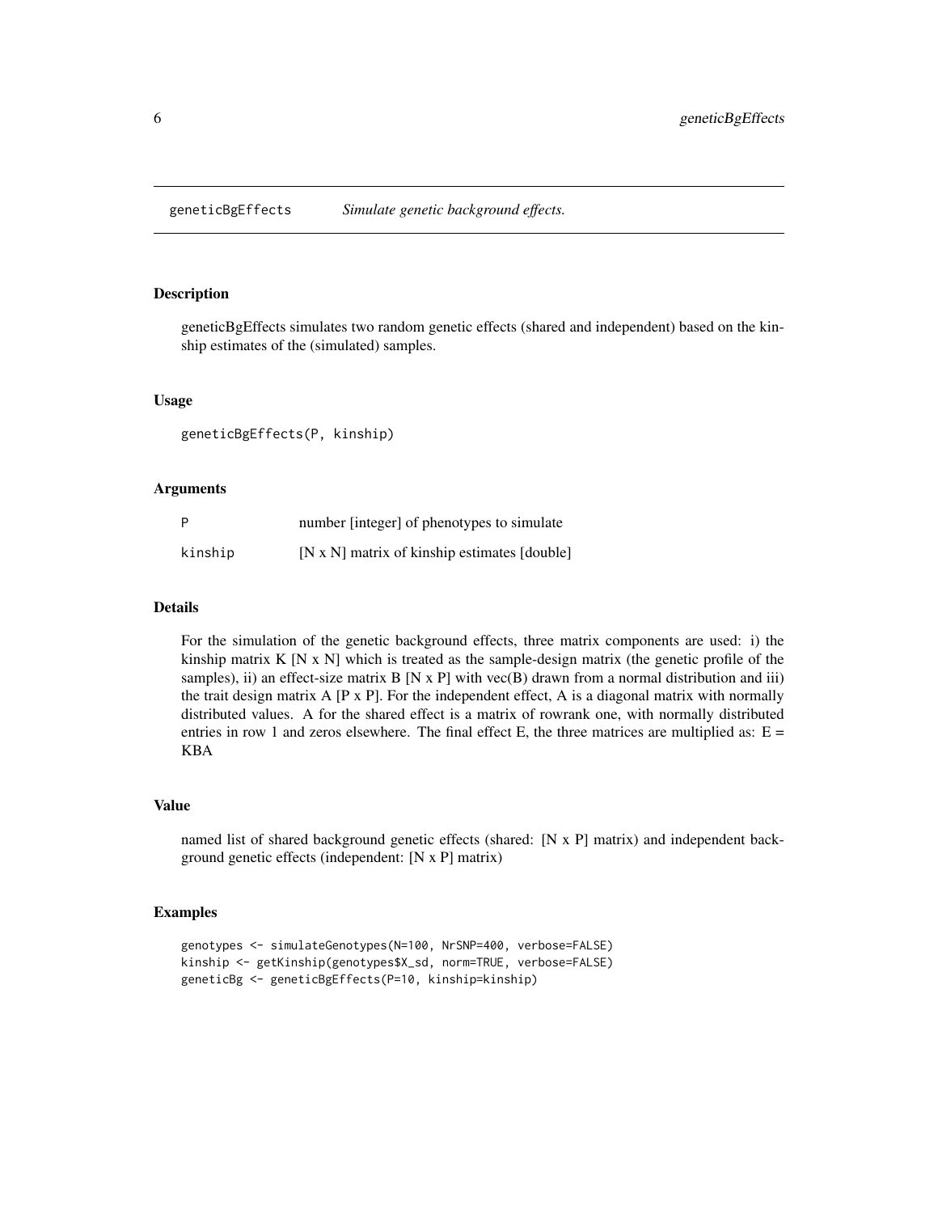## geneticBgEffects — *Simulate genetic background effects.*

### Description

geneticBgEffects simulates two random genetic effects (shared and independent) based on the kinship estimates of the (simulated) samples.

### Usage

```
geneticBgEffects(P, kinship)
```

### Arguments

| | |
|---|---|
| P | number [integer] of phenotypes to simulate |
| kinship | [N x N] matrix of kinship estimates [double] |

### Details

For the simulation of the genetic background effects, three matrix components are used: i) the kinship matrix K [N x N] which is treated as the sample-design matrix (the genetic profile of the samples), ii) an effect-size matrix B [N x P] with vec(B) drawn from a normal distribution and iii) the trait design matrix A [P x P]. For the independent effect, A is a diagonal matrix with normally distributed values. A for the shared effect is a matrix of rowrank one, with normally distributed entries in row 1 and zeros elsewhere. The final effect E, the three matrices are multiplied as: $E = KBA$

### Value

named list of shared background genetic effects (shared: [N x P] matrix) and independent background genetic effects (independent: [N x P] matrix)

### Examples

```
genotypes <- simulateGenotypes(N=100, NrSNP=400, verbose=FALSE)
kinship <- getKinship(genotypes$X_sd, norm=TRUE, verbose=FALSE)
geneticBg <- geneticBgEffects(P=10, kinship=kinship)
```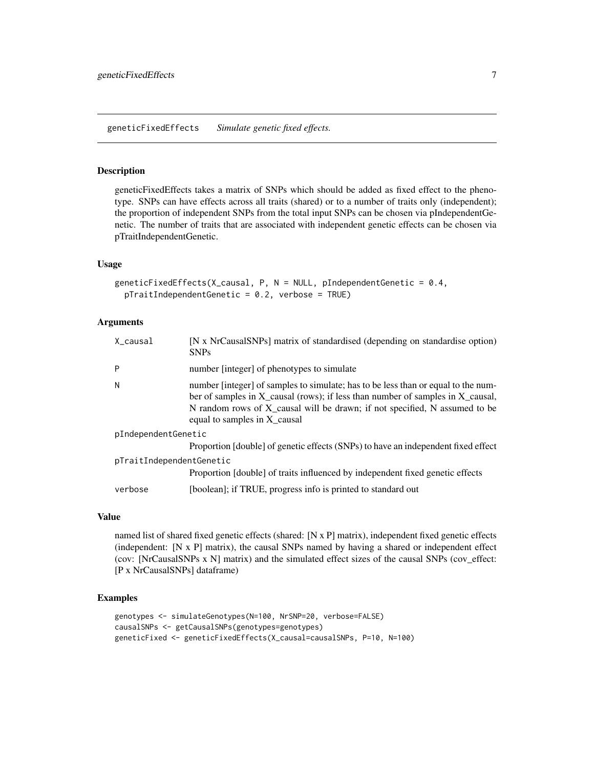## geneticFixedEffects *Simulate genetic fixed effects.*

### Description

geneticFixedEffects takes a matrix of SNPs which should be added as fixed effect to the phenotype. SNPs can have effects across all traits (shared) or to a number of traits only (independent); the proportion of independent SNPs from the total input SNPs can be chosen via pIndependentGenetic. The number of traits that are associated with independent genetic effects can be chosen via pTraitIndependentGenetic.

### Usage

```
geneticFixedEffects(X_causal, P, N = NULL, pIndependentGenetic = 0.4,
  pTraitIndependentGenetic = 0.2, verbose = TRUE)
```

### Arguments

| | |
|---|---|
| X_causal | [N x NrCausalSNPs] matrix of standardised (depending on standardise option) SNPs |
| P | number [integer] of phenotypes to simulate |
| N | number [integer] of samples to simulate; has to be less than or equal to the number of samples in X_causal (rows); if less than number of samples in X_causal, N random rows of X_causal will be drawn; if not specified, N assumed to be equal to samples in X_causal |
| pIndependentGenetic | Proportion [double] of genetic effects (SNPs) to have an independent fixed effect |
| pTraitIndependentGenetic | Proportion [double] of traits influenced by independent fixed genetic effects |
| verbose | [boolean]; if TRUE, progress info is printed to standard out |

### Value

named list of shared fixed genetic effects (shared: [N x P] matrix), independent fixed genetic effects (independent: [N x P] matrix), the causal SNPs named by having a shared or independent effect (cov: [NrCausalSNPs x N] matrix) and the simulated effect sizes of the causal SNPs (cov_effect: [P x NrCausalSNPs] dataframe)

### Examples

```
genotypes <- simulateGenotypes(N=100, NrSNP=20, verbose=FALSE)
causalSNPs <- getCausalSNPs(genotypes=genotypes)
geneticFixed <- geneticFixedEffects(X_causal=causalSNPs, P=10, N=100)
```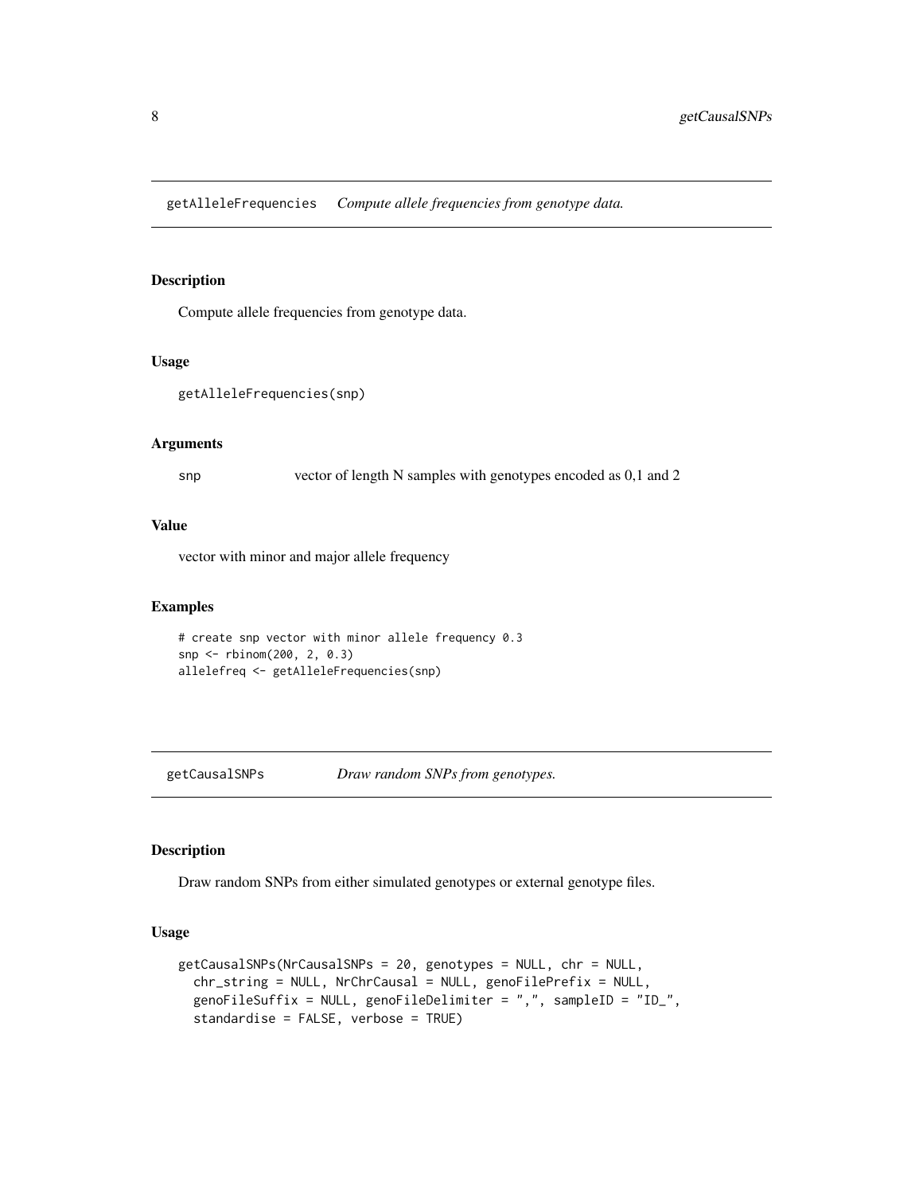## getAlleleFrequencies *Compute allele frequencies from genotype data.*

### Description

Compute allele frequencies from genotype data.

### Usage

```
getAlleleFrequencies(snp)
```

### Arguments

| | |
|---|---|
| snp | vector of length N samples with genotypes encoded as 0,1 and 2 |

### Value

vector with minor and major allele frequency

### Examples

```
# create snp vector with minor allele frequency 0.3
snp <- rbinom(200, 2, 0.3)
allelefreq <- getAlleleFrequencies(snp)
```

## getCausalSNPs *Draw random SNPs from genotypes.*

### Description

Draw random SNPs from either simulated genotypes or external genotype files.

### Usage

```
getCausalSNPs(NrCausalSNPs = 20, genotypes = NULL, chr = NULL,
  chr_string = NULL, NrChrCausal = NULL, genoFilePrefix = NULL,
  genoFileSuffix = NULL, genoFileDelimiter = ",", sampleID = "ID_",
  standardise = FALSE, verbose = TRUE)
```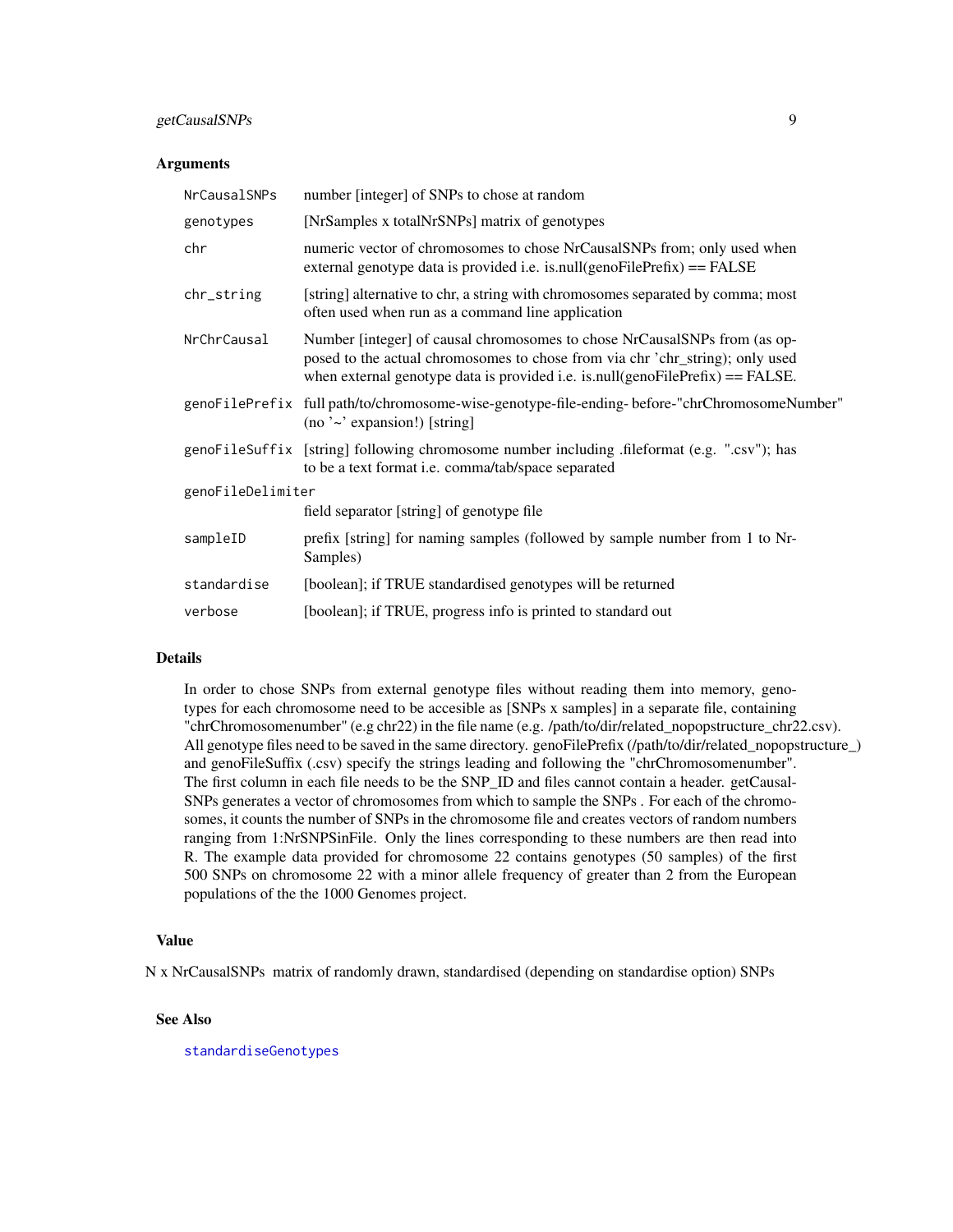### Arguments

| | |
|---|---|
| NrCausalSNPs | number [integer] of SNPs to chose at random |
| genotypes | [NrSamples x totalNrSNPs] matrix of genotypes |
| chr | numeric vector of chromosomes to chose NrCausalSNPs from; only used when external genotype data is provided i.e. is.null(genoFilePrefix) == FALSE |
| chr_string | [string] alternative to chr, a string with chromosomes separated by comma; most often used when run as a command line application |
| NrChrCausal | Number [integer] of causal chromosomes to chose NrCausalSNPs from (as opposed to the actual chromosomes to chose from via chr 'chr_string); only used when external genotype data is provided i.e. is.null(genoFilePrefix) == FALSE. |
| genoFilePrefix | full path/to/chromosome-wise-genotype-file-ending- before-"chrChromosomeNumber" (no '~' expansion!) [string] |
| genoFileSuffix | [string] following chromosome number including .fileformat (e.g. ".csv"); has to be a text format i.e. comma/tab/space separated |
| genoFileDelimiter | field separator [string] of genotype file |
| sampleID | prefix [string] for naming samples (followed by sample number from 1 to NrSamples) |
| standardise | [boolean]; if TRUE standardised genotypes will be returned |
| verbose | [boolean]; if TRUE, progress info is printed to standard out |

### Details

In order to chose SNPs from external genotype files without reading them into memory, genotypes for each chromosome need to be accesible as [SNPs x samples] in a separate file, containing "chrChromosomenumber" (e.g chr22) in the file name (e.g. /path/to/dir/related_nopopstructure_chr22.csv). All genotype files need to be saved in the same directory. genoFilePrefix (/path/to/dir/related_nopopstructure_) and genoFileSuffix (.csv) specify the strings leading and following the "chrChromosomenumber". The first column in each file needs to be the SNP_ID and files cannot contain a header. getCausalSNPs generates a vector of chromosomes from which to sample the SNPs . For each of the chromosomes, it counts the number of SNPs in the chromosome file and creates vectors of random numbers ranging from 1:NrSNPSinFile. Only the lines corresponding to these numbers are then read into R. The example data provided for chromosome 22 contains genotypes (50 samples) of the first 500 SNPs on chromosome 22 with a minor allele frequency of greater than 2 from the European populations of the the 1000 Genomes project.

### Value

N x NrCausalSNPs matrix of randomly drawn, standardised (depending on standardise option) SNPs

### See Also

standardiseGenotypes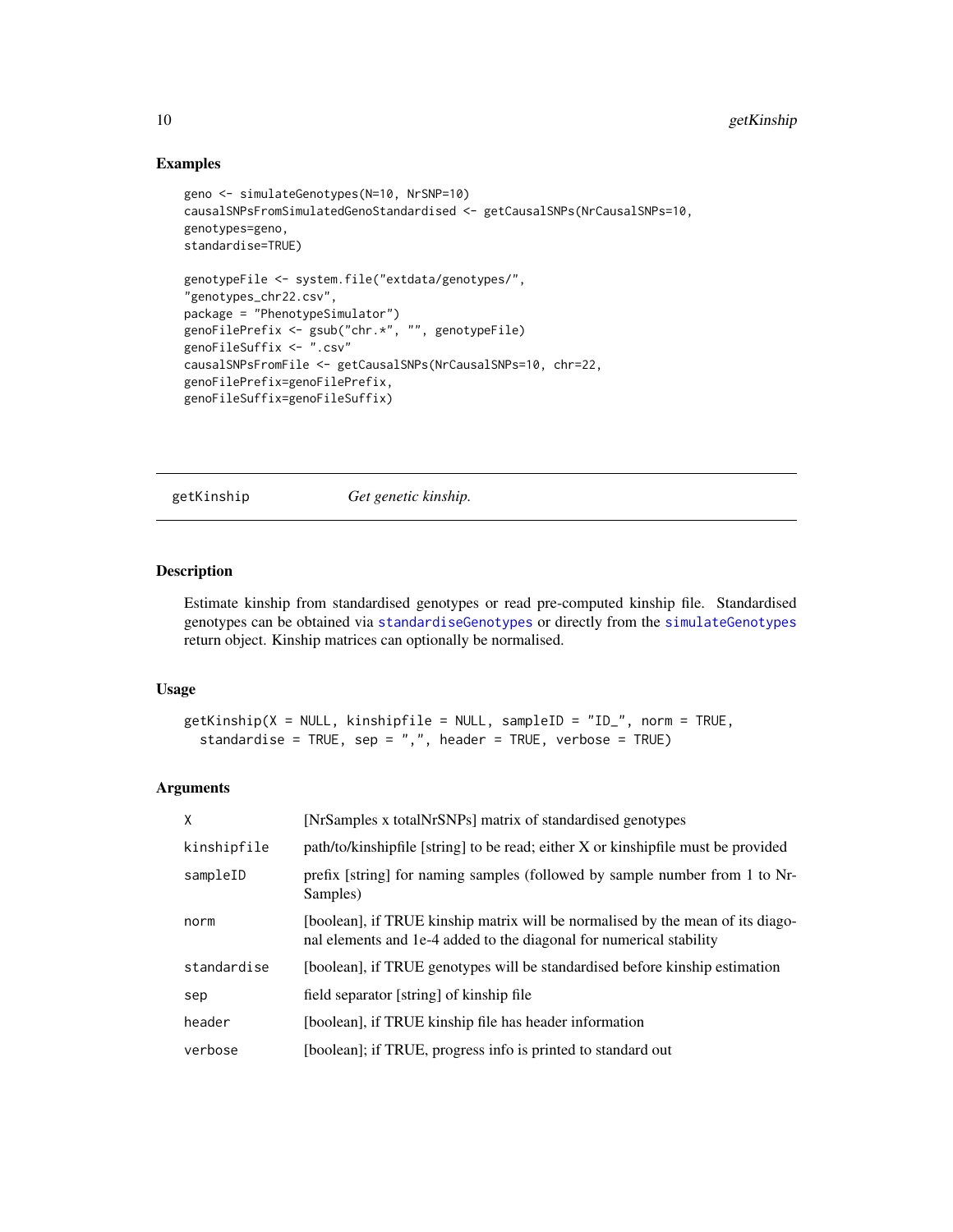## Examples

```
geno <- simulateGenotypes(N=10, NrSNP=10)
causalSNPsFromSimulatedGenoStandardised <- getCausalSNPs(NrCausalSNPs=10,
genotypes=geno,
standardise=TRUE)

genotypeFile <- system.file("extdata/genotypes/",
"genotypes_chr22.csv",
package = "PhenotypeSimulator")
genoFilePrefix <- gsub("chr.*", "", genotypeFile)
genoFileSuffix <- ".csv"
causalSNPsFromFile <- getCausalSNPs(NrCausalSNPs=10, chr=22,
genoFilePrefix=genoFilePrefix,
genoFileSuffix=genoFileSuffix)
```

---

# getKinship *Get genetic kinship.*

---

## Description

Estimate kinship from standardised genotypes or read pre-computed kinship file. Standardised genotypes can be obtained via standardiseGenotypes or directly from the simulateGenotypes return object. Kinship matrices can optionally be normalised.

## Usage

```
getKinship(X = NULL, kinshipfile = NULL, sampleID = "ID_", norm = TRUE,
  standardise = TRUE, sep = ",", header = TRUE, verbose = TRUE)
```

## Arguments

| | |
|---|---|
| X | [NrSamples x totalNrSNPs] matrix of standardised genotypes |
| kinshipfile | path/to/kinshipfile [string] to be read; either X or kinshipfile must be provided |
| sampleID | prefix [string] for naming samples (followed by sample number from 1 to NrSamples) |
| norm | [boolean], if TRUE kinship matrix will be normalised by the mean of its diagonal elements and 1e-4 added to the diagonal for numerical stability |
| standardise | [boolean], if TRUE genotypes will be standardised before kinship estimation |
| sep | field separator [string] of kinship file |
| header | [boolean], if TRUE kinship file has header information |
| verbose | [boolean]; if TRUE, progress info is printed to standard out |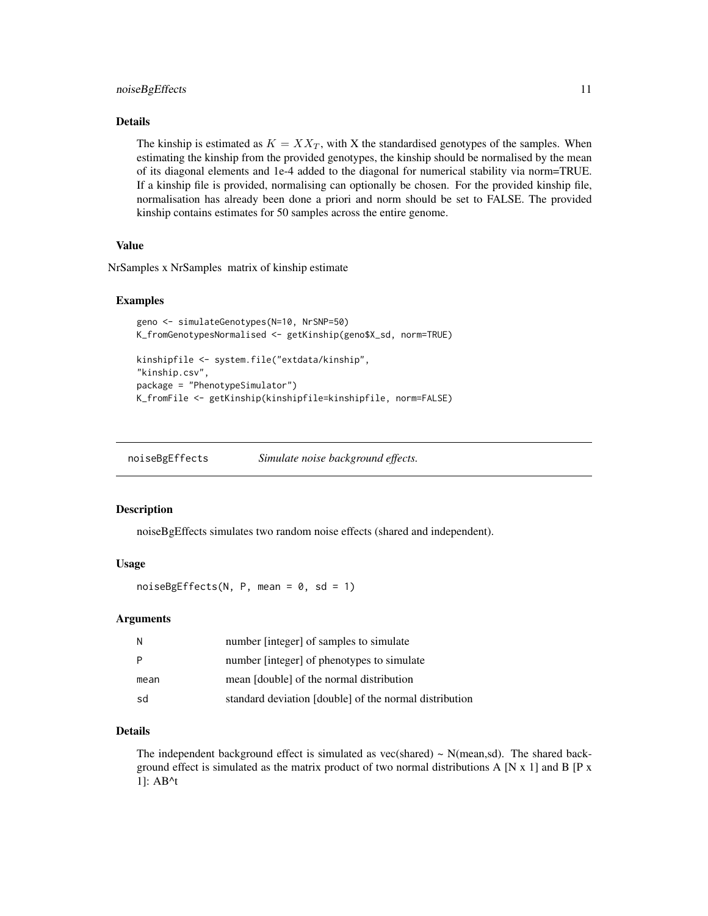### Details

The kinship is estimated as $K = XX_T$, with X the standardised genotypes of the samples. When estimating the kinship from the provided genotypes, the kinship should be normalised by the mean of its diagonal elements and 1e-4 added to the diagonal for numerical stability via norm=TRUE. If a kinship file is provided, normalising can optionally be chosen. For the provided kinship file, normalisation has already been done a priori and norm should be set to FALSE. The provided kinship contains estimates for 50 samples across the entire genome.

### Value

NrSamples x NrSamples matrix of kinship estimate

### Examples

```
geno <- simulateGenotypes(N=10, NrSNP=50)
K_fromGenotypesNormalised <- getKinship(geno$X_sd, norm=TRUE)

kinshipfile <- system.file("extdata/kinship",
"kinship.csv",
package = "PhenotypeSimulator")
K_fromFile <- getKinship(kinshipfile=kinshipfile, norm=FALSE)
```

---

## noiseBgEffects — *Simulate noise background effects.*

### Description

noiseBgEffects simulates two random noise effects (shared and independent).

### Usage

```
noiseBgEffects(N, P, mean = 0, sd = 1)
```

### Arguments

| | |
|---|---|
| N | number [integer] of samples to simulate |
| P | number [integer] of phenotypes to simulate |
| mean | mean [double] of the normal distribution |
| sd | standard deviation [double] of the normal distribution |

### Details

The independent background effect is simulated as vec(shared) ~ N(mean,sd). The shared background effect is simulated as the matrix product of two normal distributions A [N x 1] and B [P x 1]: AB^t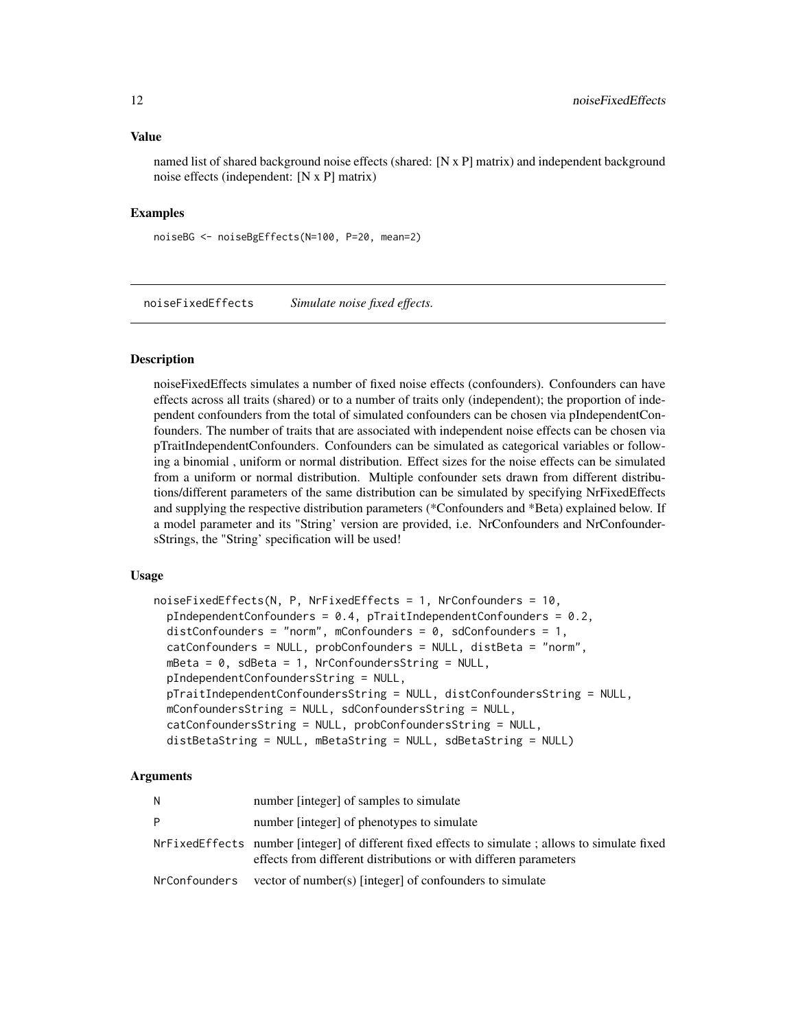### Value

named list of shared background noise effects (shared: [N x P] matrix) and independent background noise effects (independent: [N x P] matrix)

### Examples

```
noiseBG <- noiseBgEffects(N=100, P=20, mean=2)
```

---

## noiseFixedEffects *Simulate noise fixed effects.*

---

### Description

noiseFixedEffects simulates a number of fixed noise effects (confounders). Confounders can have effects across all traits (shared) or to a number of traits only (independent); the proportion of independent confounders from the total of simulated confounders can be chosen via pIndependentConfounders. The number of traits that are associated with independent noise effects can be chosen via pTraitIndependentConfounders. Confounders can be simulated as categorical variables or following a binomial , uniform or normal distribution. Effect sizes for the noise effects can be simulated from a uniform or normal distribution. Multiple confounder sets drawn from different distributions/different parameters of the same distribution can be simulated by specifying NrFixedEffects and supplying the respective distribution parameters (*Confounders and *Beta) explained below. If a model parameter and its "String' version are provided, i.e. NrConfounders and NrConfoundersStrings, the "String' specification will be used!

### Usage

```
noiseFixedEffects(N, P, NrFixedEffects = 1, NrConfounders = 10,
  pIndependentConfounders = 0.4, pTraitIndependentConfounders = 0.2,
  distConfounders = "norm", mConfounders = 0, sdConfounders = 1,
  catConfounders = NULL, probConfounders = NULL, distBeta = "norm",
  mBeta = 0, sdBeta = 1, NrConfoundersString = NULL,
  pIndependentConfoundersString = NULL,
  pTraitIndependentConfoundersString = NULL, distConfoundersString = NULL,
  mConfoundersString = NULL, sdConfoundersString = NULL,
  catConfoundersString = NULL, probConfoundersString = NULL,
  distBetaString = NULL, mBetaString = NULL, sdBetaString = NULL)
```

### Arguments

| | |
|---|---|
| N | number [integer] of samples to simulate |
| P | number [integer] of phenotypes to simulate |
| NrFixedEffects | number [integer] of different fixed effects to simulate ; allows to simulate fixed effects from different distributions or with differen parameters |
| NrConfounders | vector of number(s) [integer] of confounders to simulate |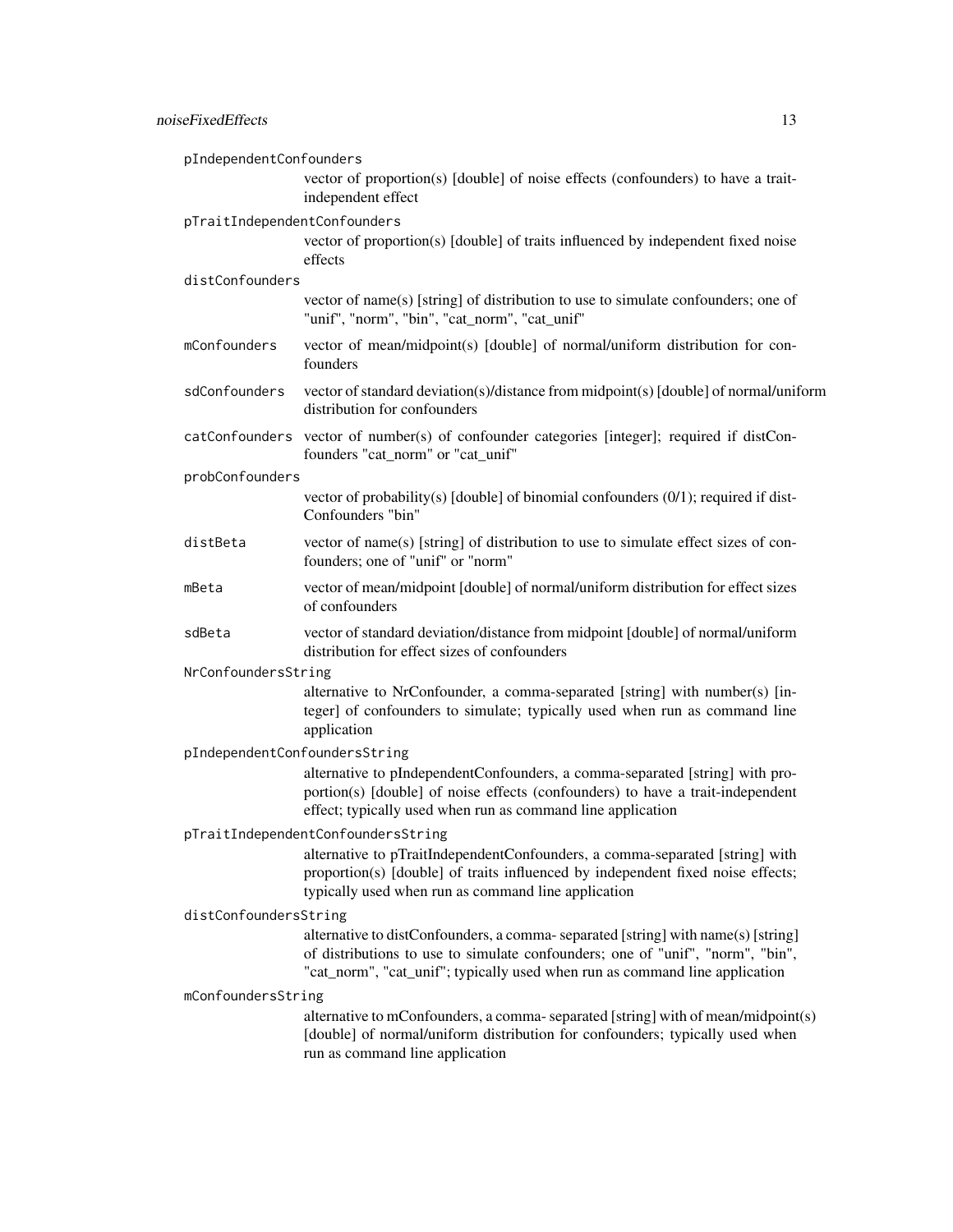`pIndependentConfounders`
: vector of proportion(s) [double] of noise effects (confounders) to have a trait-independent effect

`pTraitIndependentConfounders`
: vector of proportion(s) [double] of traits influenced by independent fixed noise effects

`distConfounders`
: vector of name(s) [string] of distribution to use to simulate confounders; one of "unif", "norm", "bin", "cat_norm", "cat_unif"

`mConfounders`
: vector of mean/midpoint(s) [double] of normal/uniform distribution for confounders

`sdConfounders`
: vector of standard deviation(s)/distance from midpoint(s) [double] of normal/uniform distribution for confounders

`catConfounders`
: vector of number(s) of confounder categories [integer]; required if distConfounders "cat_norm" or "cat_unif"

`probConfounders`
: vector of probability(s) [double] of binomial confounders (0/1); required if distConfounders "bin"

`distBeta`
: vector of name(s) [string] of distribution to use to simulate effect sizes of confounders; one of "unif" or "norm"

`mBeta`
: vector of mean/midpoint [double] of normal/uniform distribution for effect sizes of confounders

`sdBeta`
: vector of standard deviation/distance from midpoint [double] of normal/uniform distribution for effect sizes of confounders

`NrConfoundersString`
: alternative to NrConfounder, a comma-separated [string] with number(s) [integer] of confounders to simulate; typically used when run as command line application

`pIndependentConfoundersString`
: alternative to pIndependentConfounders, a comma-separated [string] with proportion(s) [double] of noise effects (confounders) to have a trait-independent effect; typically used when run as command line application

`pTraitIndependentConfoundersString`
: alternative to pTraitIndependentConfounders, a comma-separated [string] with proportion(s) [double] of traits influenced by independent fixed noise effects; typically used when run as command line application

`distConfoundersString`
: alternative to distConfounders, a comma- separated [string] with name(s) [string] of distributions to use to simulate confounders; one of "unif", "norm", "bin", "cat_norm", "cat_unif"; typically used when run as command line application

`mConfoundersString`
: alternative to mConfounders, a comma- separated [string] with of mean/midpoint(s) [double] of normal/uniform distribution for confounders; typically used when run as command line application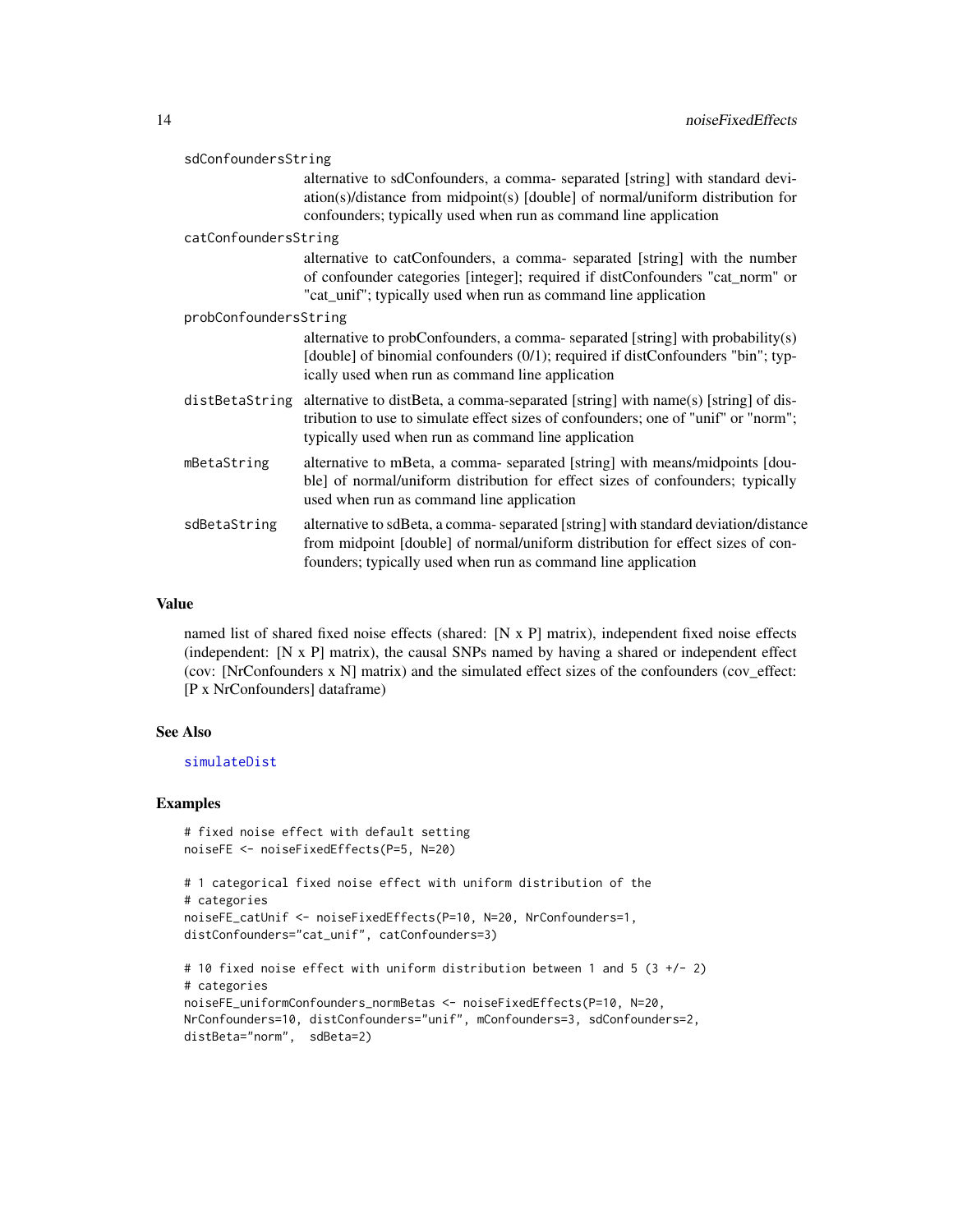sdConfoundersString
: alternative to sdConfounders, a comma- separated [string] with standard deviation(s)/distance from midpoint(s) [double] of normal/uniform distribution for confounders; typically used when run as command line application

catConfoundersString
: alternative to catConfounders, a comma- separated [string] with the number of confounder categories [integer]; required if distConfounders "cat_norm" or "cat_unif"; typically used when run as command line application

probConfoundersString
: alternative to probConfounders, a comma- separated [string] with probability(s) [double] of binomial confounders (0/1); required if distConfounders "bin"; typically used when run as command line application

distBetaString
: alternative to distBeta, a comma-separated [string] with name(s) [string] of distribution to use to simulate effect sizes of confounders; one of "unif" or "norm"; typically used when run as command line application

mBetaString
: alternative to mBeta, a comma- separated [string] with means/midpoints [double] of normal/uniform distribution for effect sizes of confounders; typically used when run as command line application

sdBetaString
: alternative to sdBeta, a comma- separated [string] with standard deviation/distance from midpoint [double] of normal/uniform distribution for effect sizes of confounders; typically used when run as command line application

## Value

named list of shared fixed noise effects (shared: [N x P] matrix), independent fixed noise effects (independent: [N x P] matrix), the causal SNPs named by having a shared or independent effect (cov: [NrConfounders x N] matrix) and the simulated effect sizes of the confounders (cov_effect: [P x NrConfounders] dataframe)

## See Also

simulateDist

## Examples

```
# fixed noise effect with default setting
noiseFE <- noiseFixedEffects(P=5, N=20)

# 1 categorical fixed noise effect with uniform distribution of the
# categories
noiseFE_catUnif <- noiseFixedEffects(P=10, N=20, NrConfounders=1,
distConfounders="cat_unif", catConfounders=3)

# 10 fixed noise effect with uniform distribution between 1 and 5 (3 +/- 2)
# categories
noiseFE_uniformConfounders_normBetas <- noiseFixedEffects(P=10, N=20,
NrConfounders=10, distConfounders="unif", mConfounders=3, sdConfounders=2,
distBeta="norm",  sdBeta=2)
```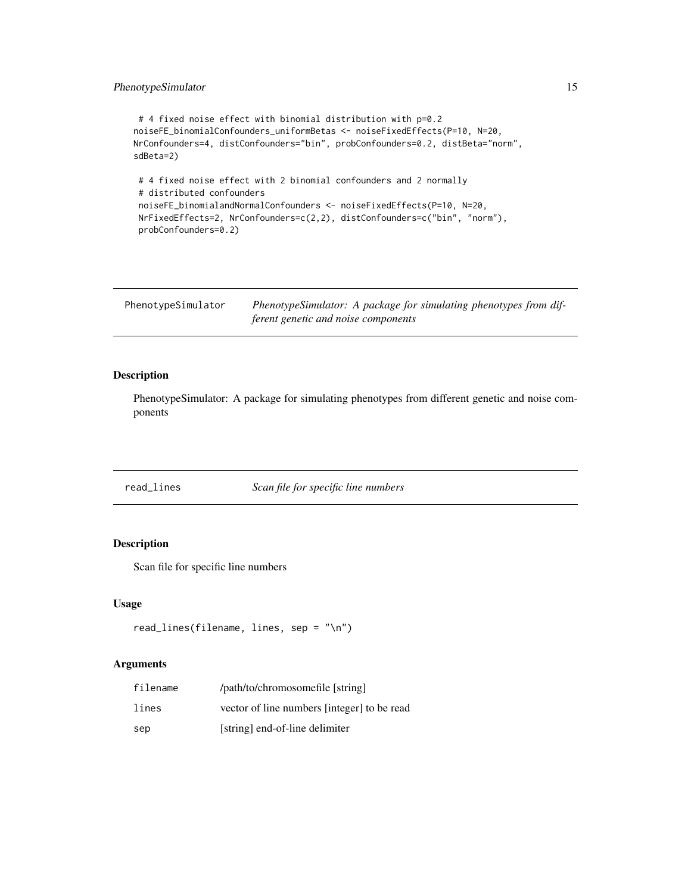```
 # 4 fixed noise effect with binomial distribution with p=0.2
noiseFE_binomialConfounders_uniformBetas <- noiseFixedEffects(P=10, N=20,
NrConfounders=4, distConfounders="bin", probConfounders=0.2, distBeta="norm",
sdBeta=2)

 # 4 fixed noise effect with 2 binomial confounders and 2 normally
 # distributed confounders
 noiseFE_binomialandNormalConfounders <- noiseFixedEffects(P=10, N=20,
 NrFixedEffects=2, NrConfounders=c(2,2), distConfounders=c("bin", "norm"),
 probConfounders=0.2)
```

## PhenotypeSimulator — *PhenotypeSimulator: A package for simulating phenotypes from different genetic and noise components*

### Description

PhenotypeSimulator: A package for simulating phenotypes from different genetic and noise components

## read_lines — *Scan file for specific line numbers*

### Description

Scan file for specific line numbers

### Usage

```
read_lines(filename, lines, sep = "\n")
```

### Arguments

| | |
|---|---|
| filename | /path/to/chromosomefile [string] |
| lines | vector of line numbers [integer] to be read |
| sep | [string] end-of-line delimiter |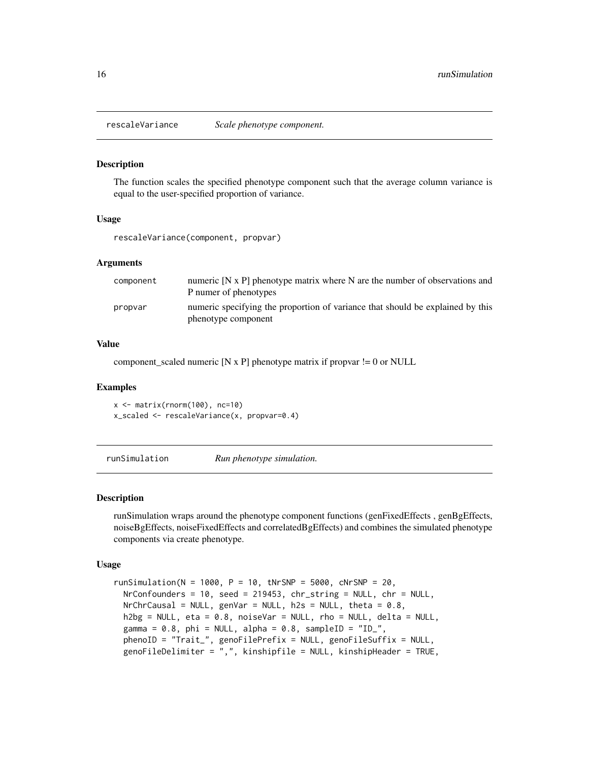## rescaleVariance *Scale phenotype component.*

### Description

The function scales the specified phenotype component such that the average column variance is equal to the user-specified proportion of variance.

### Usage

```
rescaleVariance(component, propvar)
```

### Arguments

| | |
|---|---|
| component | numeric [N x P] phenotype matrix where N are the number of observations and P numer of phenotypes |
| propvar | numeric specifying the proportion of variance that should be explained by this phenotype component |

### Value

component_scaled numeric [N x P] phenotype matrix if propvar != 0 or NULL

### Examples

```
x <- matrix(rnorm(100), nc=10)
x_scaled <- rescaleVariance(x, propvar=0.4)
```

## runSimulation *Run phenotype simulation.*

### Description

runSimulation wraps around the phenotype component functions (genFixedEffects , genBgEffects, noiseBgEffects, noiseFixedEffects and correlatedBgEffects) and combines the simulated phenotype components via create phenotype.

### Usage

```
runSimulation(N = 1000, P = 10, tNrSNP = 5000, cNrSNP = 20,
  NrConfounders = 10, seed = 219453, chr_string = NULL, chr = NULL,
  NrChrCausal = NULL, genVar = NULL, h2s = NULL, theta = 0.8,
  h2bg = NULL, eta = 0.8, noiseVar = NULL, rho = NULL, delta = NULL,
  gamma = 0.8, phi = NULL, alpha = 0.8, sampleID = "ID_",
  phenoID = "Trait_", genoFilePrefix = NULL, genoFileSuffix = NULL,
  genoFileDelimiter = ",", kinshipfile = NULL, kinshipHeader = TRUE,
```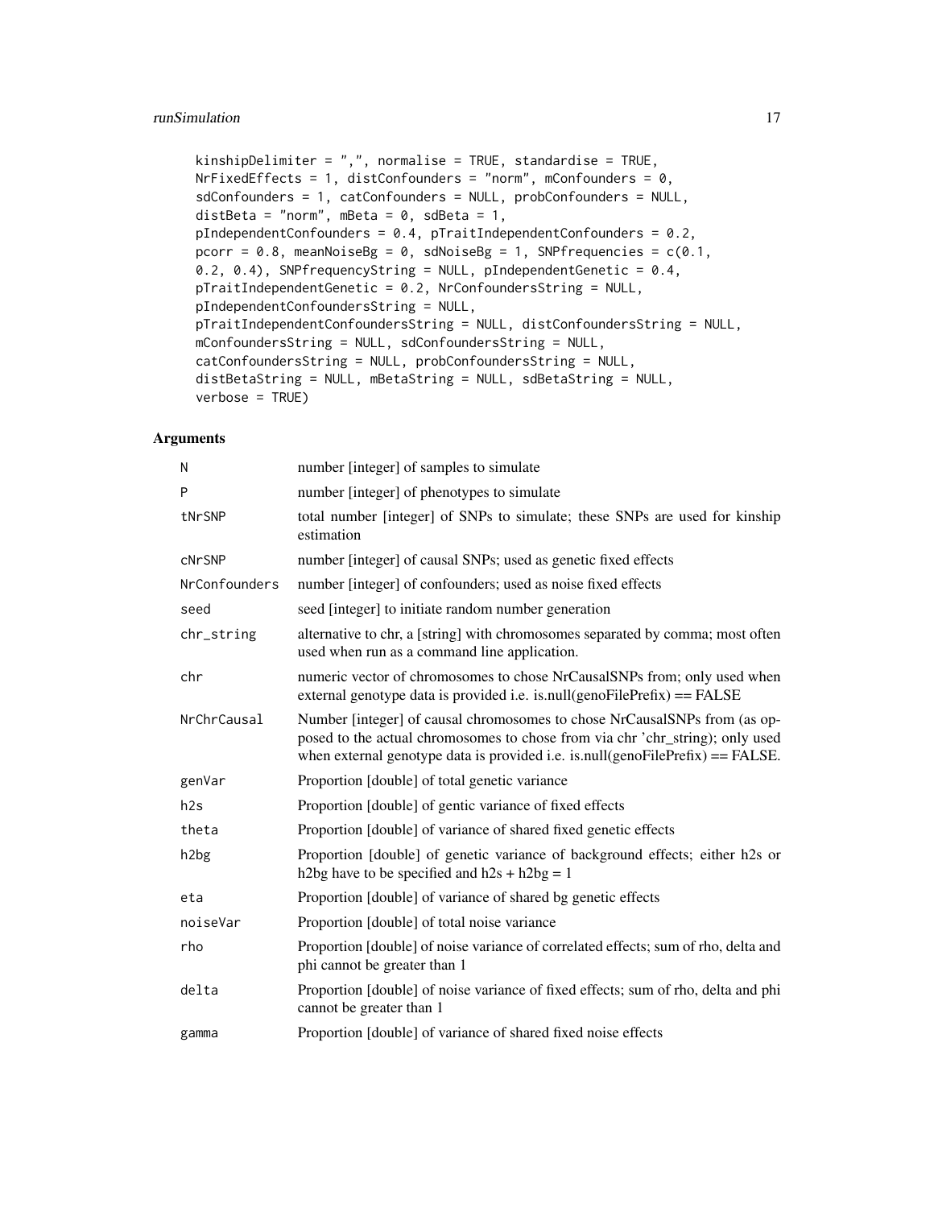```
kinshipDelimiter = ",", normalise = TRUE, standardise = TRUE,
NrFixedEffects = 1, distConfounders = "norm", mConfounders = 0,
sdConfounders = 1, catConfounders = NULL, probConfounders = NULL,
distBeta = "norm", mBeta = 0, sdBeta = 1,
pIndependentConfounders = 0.4, pTraitIndependentConfounders = 0.2,
pcorr = 0.8, meanNoiseBg = 0, sdNoiseBg = 1, SNPfrequencies = c(0.1,
0.2, 0.4), SNPfrequencyString = NULL, pIndependentGenetic = 0.4,
pTraitIndependentGenetic = 0.2, NrConfoundersString = NULL,
pIndependentConfoundersString = NULL,
pTraitIndependentConfoundersString = NULL, distConfoundersString = NULL,
mConfoundersString = NULL, sdConfoundersString = NULL,
catConfoundersString = NULL, probConfoundersString = NULL,
distBetaString = NULL, mBetaString = NULL, sdBetaString = NULL,
verbose = TRUE)
```

## Arguments

| Argument | Description |
|---|---|
| N | number [integer] of samples to simulate |
| P | number [integer] of phenotypes to simulate |
| tNrSNP | total number [integer] of SNPs to simulate; these SNPs are used for kinship estimation |
| cNrSNP | number [integer] of causal SNPs; used as genetic fixed effects |
| NrConfounders | number [integer] of confounders; used as noise fixed effects |
| seed | seed [integer] to initiate random number generation |
| chr_string | alternative to chr, a [string] with chromosomes separated by comma; most often used when run as a command line application. |
| chr | numeric vector of chromosomes to chose NrCausalSNPs from; only used when external genotype data is provided i.e. is.null(genoFilePrefix) == FALSE |
| NrChrCausal | Number [integer] of causal chromosomes to chose NrCausalSNPs from (as opposed to the actual chromosomes to chose from via chr 'chr_string); only used when external genotype data is provided i.e. is.null(genoFilePrefix) == FALSE. |
| genVar | Proportion [double] of total genetic variance |
| h2s | Proportion [double] of gentic variance of fixed effects |
| theta | Proportion [double] of variance of shared fixed genetic effects |
| h2bg | Proportion [double] of genetic variance of background effects; either h2s or h2bg have to be specified and h2s + h2bg = 1 |
| eta | Proportion [double] of variance of shared bg genetic effects |
| noiseVar | Proportion [double] of total noise variance |
| rho | Proportion [double] of noise variance of correlated effects; sum of rho, delta and phi cannot be greater than 1 |
| delta | Proportion [double] of noise variance of fixed effects; sum of rho, delta and phi cannot be greater than 1 |
| gamma | Proportion [double] of variance of shared fixed noise effects |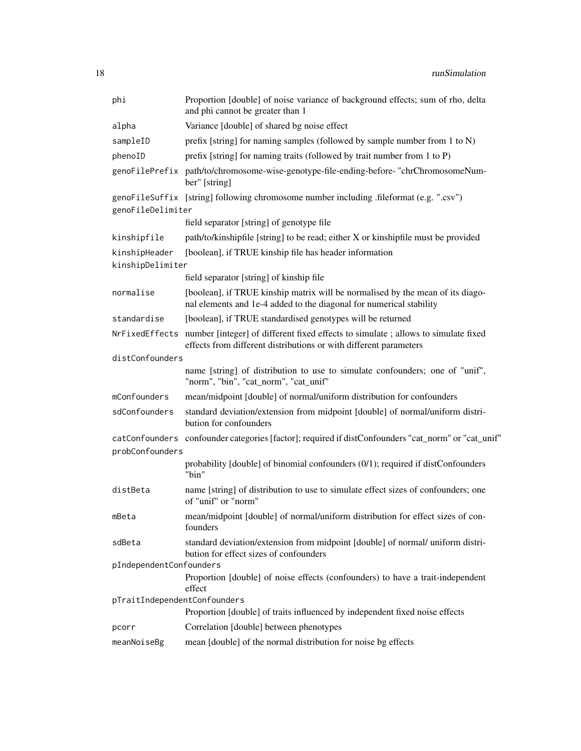| | |
|---|---|
| phi | Proportion [double] of noise variance of background effects; sum of rho, delta and phi cannot be greater than 1 |
| alpha | Variance [double] of shared bg noise effect |
| sampleID | prefix [string] for naming samples (followed by sample number from 1 to N) |
| phenoID | prefix [string] for naming traits (followed by trait number from 1 to P) |
| genoFilePrefix | path/to/chromosome-wise-genotype-file-ending-before- "chrChromosomeNumber" [string] |
| genoFileSuffix | [string] following chromosome number including .fileformat (e.g. ".csv") |
| genoFileDelimiter | field separator [string] of genotype file |
| kinshipfile | path/to/kinshipfile [string] to be read; either X or kinshipfile must be provided |
| kinshipHeader | [boolean], if TRUE kinship file has header information |
| kinshipDelimiter | field separator [string] of kinship file |
| normalise | [boolean], if TRUE kinship matrix will be normalised by the mean of its diagonal elements and 1e-4 added to the diagonal for numerical stability |
| standardise | [boolean], if TRUE standardised genotypes will be returned |
| NrFixedEffects | number [integer] of different fixed effects to simulate ; allows to simulate fixed effects from different distributions or with different parameters |
| distConfounders | name [string] of distribution to use to simulate confounders; one of "unif", "norm", "bin", "cat_norm", "cat_unif" |
| mConfounders | mean/midpoint [double] of normal/uniform distribution for confounders |
| sdConfounders | standard deviation/extension from midpoint [double] of normal/uniform distribution for confounders |
| catConfounders | confounder categories [factor]; required if distConfounders "cat_norm" or "cat_unif" |
| probConfounders | probability [double] of binomial confounders (0/1); required if distConfounders "bin" |
| distBeta | name [string] of distribution to use to simulate effect sizes of confounders; one of "unif" or "norm" |
| mBeta | mean/midpoint [double] of normal/uniform distribution for effect sizes of confounders |
| sdBeta | standard deviation/extension from midpoint [double] of normal/ uniform distribution for effect sizes of confounders |
| pIndependentConfounders | Proportion [double] of noise effects (confounders) to have a trait-independent effect |
| pTraitIndependentConfounders | Proportion [double] of traits influenced by independent fixed noise effects |
| pcorr | Correlation [double] between phenotypes |
| meanNoiseBg | mean [double] of the normal distribution for noise bg effects |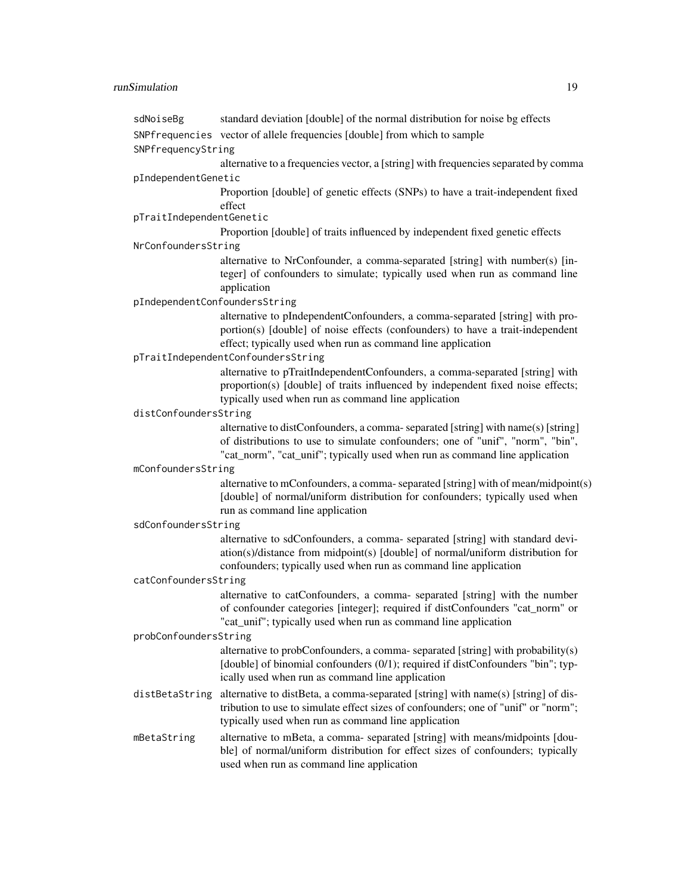`sdNoiseBg`
: standard deviation [double] of the normal distribution for noise bg effects

`SNPfrequencies`
: vector of allele frequencies [double] from which to sample

`SNPfrequencyString`
: alternative to a frequencies vector, a [string] with frequencies separated by comma

`pIndependentGenetic`
: Proportion [double] of genetic effects (SNPs) to have a trait-independent fixed effect

`pTraitIndependentGenetic`
: Proportion [double] of traits influenced by independent fixed genetic effects

`NrConfoundersString`
: alternative to NrConfounder, a comma-separated [string] with number(s) [integer] of confounders to simulate; typically used when run as command line application

`pIndependentConfoundersString`
: alternative to pIndependentConfounders, a comma-separated [string] with proportion(s) [double] of noise effects (confounders) to have a trait-independent effect; typically used when run as command line application

`pTraitIndependentConfoundersString`
: alternative to pTraitIndependentConfounders, a comma-separated [string] with proportion(s) [double] of traits influenced by independent fixed noise effects; typically used when run as command line application

`distConfoundersString`
: alternative to distConfounders, a comma- separated [string] with name(s) [string] of distributions to use to simulate confounders; one of "unif", "norm", "bin", "cat_norm", "cat_unif"; typically used when run as command line application

`mConfoundersString`
: alternative to mConfounders, a comma- separated [string] with of mean/midpoint(s) [double] of normal/uniform distribution for confounders; typically used when run as command line application

`sdConfoundersString`
: alternative to sdConfounders, a comma- separated [string] with standard deviation(s)/distance from midpoint(s) [double] of normal/uniform distribution for confounders; typically used when run as command line application

`catConfoundersString`
: alternative to catConfounders, a comma- separated [string] with the number of confounder categories [integer]; required if distConfounders "cat_norm" or "cat_unif"; typically used when run as command line application

`probConfoundersString`
: alternative to probConfounders, a comma- separated [string] with probability(s) [double] of binomial confounders (0/1); required if distConfounders "bin"; typically used when run as command line application

`distBetaString`
: alternative to distBeta, a comma-separated [string] with name(s) [string] of distribution to use to simulate effect sizes of confounders; one of "unif" or "norm"; typically used when run as command line application

`mBetaString`
: alternative to mBeta, a comma- separated [string] with means/midpoints [double] of normal/uniform distribution for effect sizes of confounders; typically used when run as command line application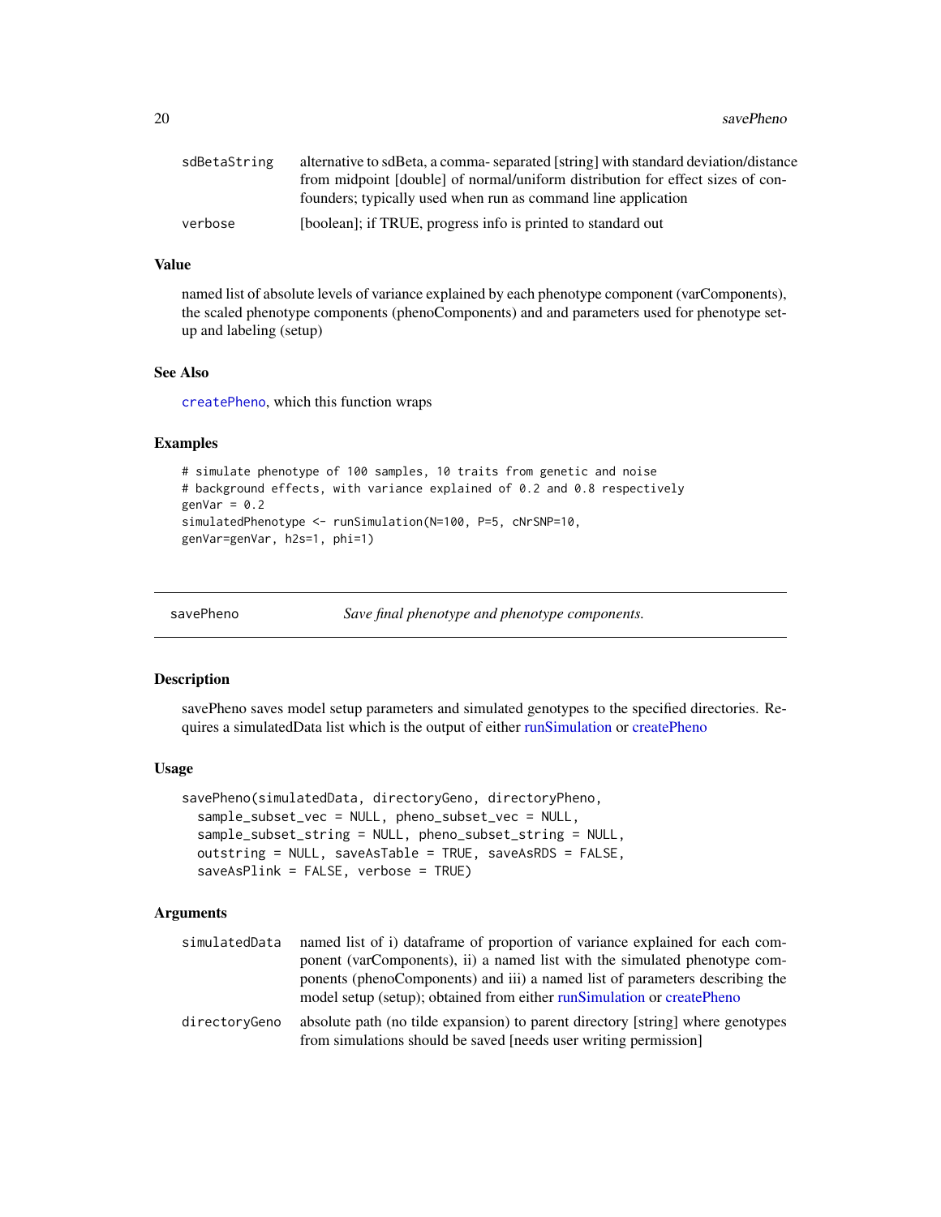| | |
|---|---|
| sdBetaString | alternative to sdBeta, a comma- separated [string] with standard deviation/distance from midpoint [double] of normal/uniform distribution for effect sizes of confounders; typically used when run as command line application |
| verbose | [boolean]; if TRUE, progress info is printed to standard out |

### Value

named list of absolute levels of variance explained by each phenotype component (varComponents), the scaled phenotype components (phenoComponents) and and parameters used for phenotype setup and labeling (setup)

### See Also

`createPheno`, which this function wraps

### Examples

```
# simulate phenotype of 100 samples, 10 traits from genetic and noise
# background effects, with variance explained of 0.2 and 0.8 respectively
genVar = 0.2
simulatedPhenotype <- runSimulation(N=100, P=5, cNrSNP=10,
genVar=genVar, h2s=1, phi=1)
```

---

## savePheno — *Save final phenotype and phenotype components.*

### Description

savePheno saves model setup parameters and simulated genotypes to the specified directories. Requires a simulatedData list which is the output of either runSimulation or createPheno

### Usage

```
savePheno(simulatedData, directoryGeno, directoryPheno,
  sample_subset_vec = NULL, pheno_subset_vec = NULL,
  sample_subset_string = NULL, pheno_subset_string = NULL,
  outstring = NULL, saveAsTable = TRUE, saveAsRDS = FALSE,
  saveAsPlink = FALSE, verbose = TRUE)
```

### Arguments

| | |
|---|---|
| simulatedData | named list of i) dataframe of proportion of variance explained for each component (varComponents), ii) a named list with the simulated phenotype components (phenoComponents) and iii) a named list of parameters describing the model setup (setup); obtained from either runSimulation or createPheno |
| directoryGeno | absolute path (no tilde expansion) to parent directory [string] where genotypes from simulations should be saved [needs user writing permission] |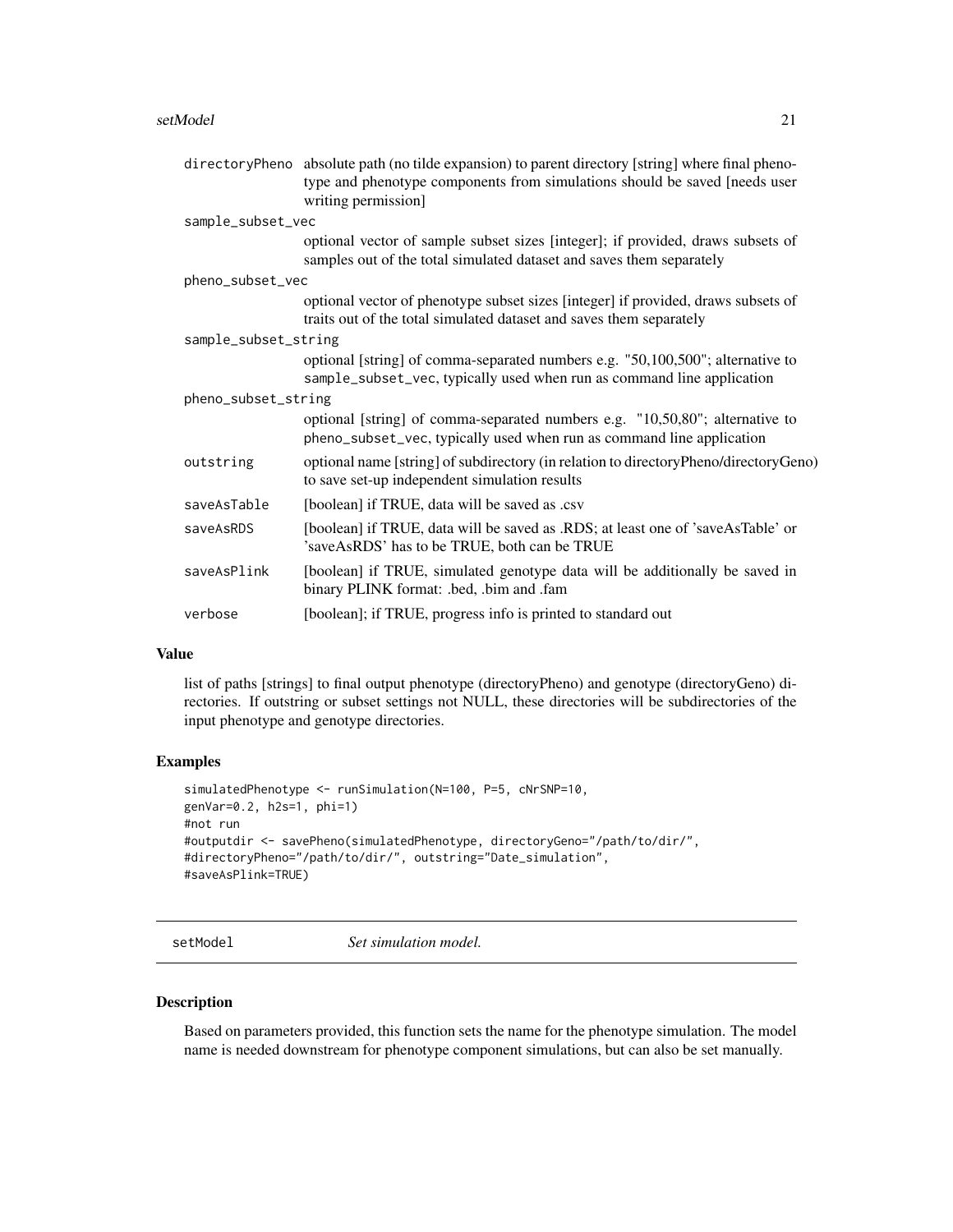| | |
|---|---|
| `directoryPheno` | absolute path (no tilde expansion) to parent directory [string] where final phenotype and phenotype components from simulations should be saved [needs user writing permission] |
| `sample_subset_vec` | optional vector of sample subset sizes [integer]; if provided, draws subsets of samples out of the total simulated dataset and saves them separately |
| `pheno_subset_vec` | optional vector of phenotype subset sizes [integer] if provided, draws subsets of traits out of the total simulated dataset and saves them separately |
| `sample_subset_string` | optional [string] of comma-separated numbers e.g. "50,100,500"; alternative to `sample_subset_vec`, typically used when run as command line application |
| `pheno_subset_string` | optional [string] of comma-separated numbers e.g. "10,50,80"; alternative to `pheno_subset_vec`, typically used when run as command line application |
| `outstring` | optional name [string] of subdirectory (in relation to directoryPheno/directoryGeno) to save set-up independent simulation results |
| `saveAsTable` | [boolean] if TRUE, data will be saved as .csv |
| `saveAsRDS` | [boolean] if TRUE, data will be saved as .RDS; at least one of 'saveAsTable' or 'saveAsRDS' has to be TRUE, both can be TRUE |
| `saveAsPlink` | [boolean] if TRUE, simulated genotype data will be additionally be saved in binary PLINK format: .bed, .bim and .fam |
| `verbose` | [boolean]; if TRUE, progress info is printed to standard out |

### Value

list of paths [strings] to final output phenotype (directoryPheno) and genotype (directoryGeno) directories. If outstring or subset settings not NULL, these directories will be subdirectories of the input phenotype and genotype directories.

### Examples

```
simulatedPhenotype <- runSimulation(N=100, P=5, cNrSNP=10,
genVar=0.2, h2s=1, phi=1)
#not run
#outputdir <- savePheno(simulatedPhenotype, directoryGeno="/path/to/dir/",
#directoryPheno="/path/to/dir/", outstring="Date_simulation",
#saveAsPlink=TRUE)
```

---

## setModel — *Set simulation model.*

### Description

Based on parameters provided, this function sets the name for the phenotype simulation. The model name is needed downstream for phenotype component simulations, but can also be set manually.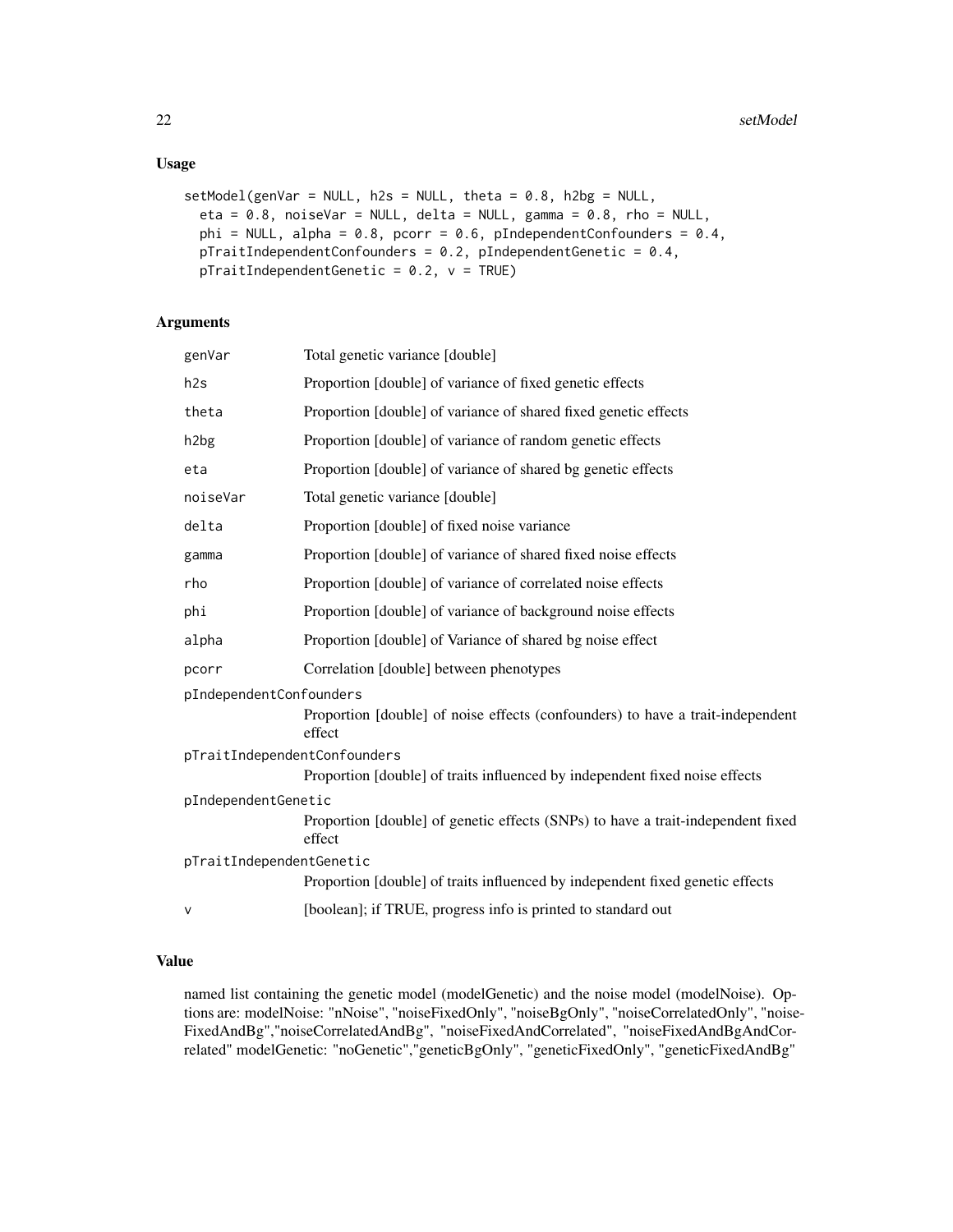## Usage

```
setModel(genVar = NULL, h2s = NULL, theta = 0.8, h2bg = NULL,
  eta = 0.8, noiseVar = NULL, delta = NULL, gamma = 0.8, rho = NULL,
  phi = NULL, alpha = 0.8, pcorr = 0.6, pIndependentConfounders = 0.4,
  pTraitIndependentConfounders = 0.2, pIndependentGenetic = 0.4,
  pTraitIndependentGenetic = 0.2, v = TRUE)
```

## Arguments

| Argument | Description |
|---|---|
| genVar | Total genetic variance [double] |
| h2s | Proportion [double] of variance of fixed genetic effects |
| theta | Proportion [double] of variance of shared fixed genetic effects |
| h2bg | Proportion [double] of variance of random genetic effects |
| eta | Proportion [double] of variance of shared bg genetic effects |
| noiseVar | Total genetic variance [double] |
| delta | Proportion [double] of fixed noise variance |
| gamma | Proportion [double] of variance of shared fixed noise effects |
| rho | Proportion [double] of variance of correlated noise effects |
| phi | Proportion [double] of variance of background noise effects |
| alpha | Proportion [double] of Variance of shared bg noise effect |
| pcorr | Correlation [double] between phenotypes |
| pIndependentConfounders | Proportion [double] of noise effects (confounders) to have a trait-independent effect |
| pTraitIndependentConfounders | Proportion [double] of traits influenced by independent fixed noise effects |
| pIndependentGenetic | Proportion [double] of genetic effects (SNPs) to have a trait-independent fixed effect |
| pTraitIndependentGenetic | Proportion [double] of traits influenced by independent fixed genetic effects |
| v | [boolean]; if TRUE, progress info is printed to standard out |

## Value

named list containing the genetic model (modelGenetic) and the noise model (modelNoise). Options are: modelNoise: "nNoise", "noiseFixedOnly", "noiseBgOnly", "noiseCorrelatedOnly", "noiseFixedAndBg","noiseCorrelatedAndBg", "noiseFixedAndCorrelated", "noiseFixedAndBgAndCorrelated" modelGenetic: "noGenetic","geneticBgOnly", "geneticFixedOnly", "geneticFixedAndBg"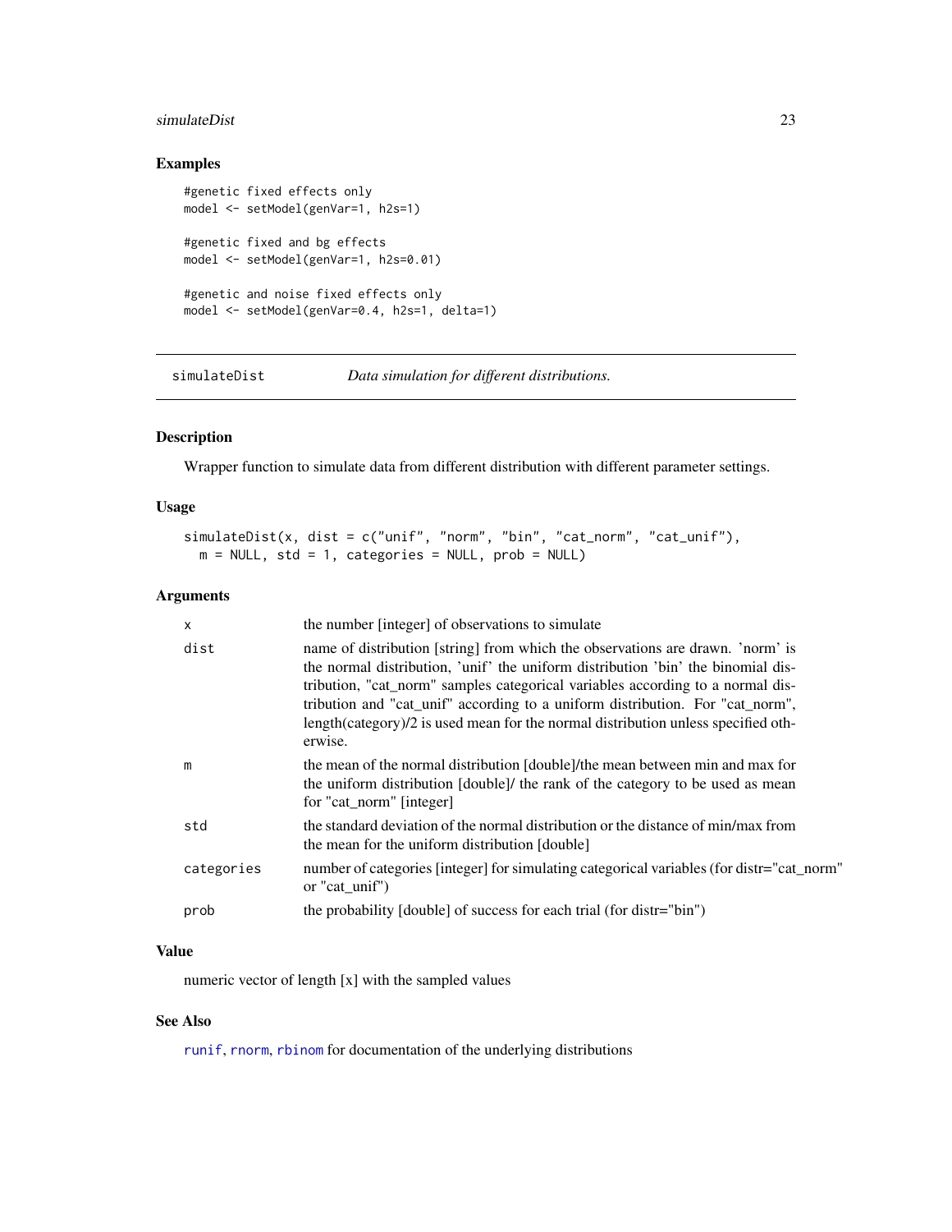## Examples

```
#genetic fixed effects only
model <- setModel(genVar=1, h2s=1)

#genetic fixed and bg effects
model <- setModel(genVar=1, h2s=0.01)

#genetic and noise fixed effects only
model <- setModel(genVar=0.4, h2s=1, delta=1)
```

---

# simulateDist *Data simulation for different distributions.*

---

## Description

Wrapper function to simulate data from different distribution with different parameter settings.

## Usage

```
simulateDist(x, dist = c("unif", "norm", "bin", "cat_norm", "cat_unif"),
  m = NULL, std = 1, categories = NULL, prob = NULL)
```

## Arguments

| | |
|---|---|
| x | the number [integer] of observations to simulate |
| dist | name of distribution [string] from which the observations are drawn. 'norm' is the normal distribution, 'unif' the uniform distribution 'bin' the binomial distribution, "cat_norm" samples categorical variables according to a normal distribution and "cat_unif" according to a uniform distribution. For "cat_norm", length(category)/2 is used mean for the normal distribution unless specified otherwise. |
| m | the mean of the normal distribution [double]/the mean between min and max for the uniform distribution [double]/ the rank of the category to be used as mean for "cat_norm" [integer] |
| std | the standard deviation of the normal distribution or the distance of min/max from the mean for the uniform distribution [double] |
| categories | number of categories [integer] for simulating categorical variables (for distr="cat_norm" or "cat_unif") |
| prob | the probability [double] of success for each trial (for distr="bin") |

## Value

numeric vector of length [x] with the sampled values

## See Also

runif, rnorm, rbinom for documentation of the underlying distributions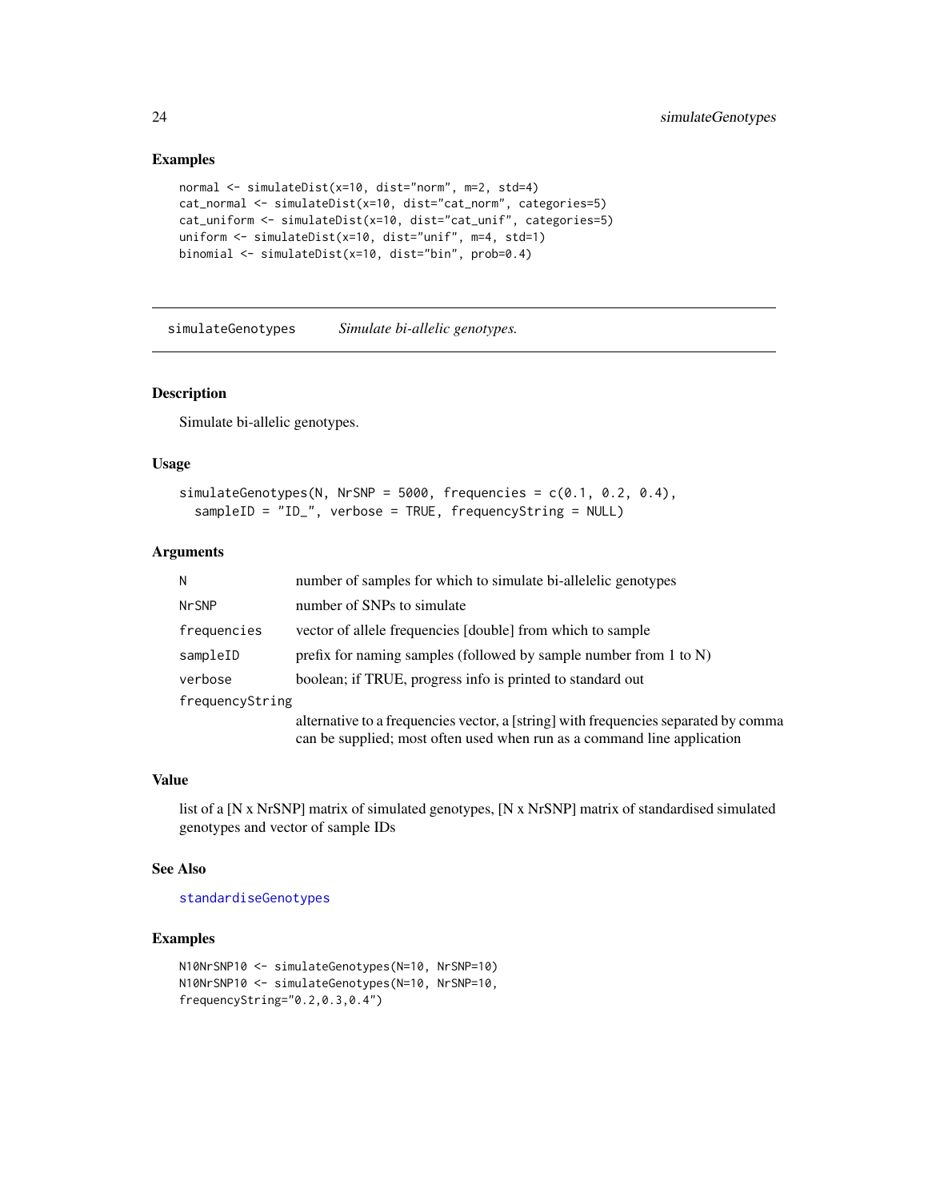### Examples

```
normal <- simulateDist(x=10, dist="norm", m=2, std=4)
cat_normal <- simulateDist(x=10, dist="cat_norm", categories=5)
cat_uniform <- simulateDist(x=10, dist="cat_unif", categories=5)
uniform <- simulateDist(x=10, dist="unif", m=4, std=1)
binomial <- simulateDist(x=10, dist="bin", prob=0.4)
```

---

## simulateGenotypes &nbsp;&nbsp; *Simulate bi-allelic genotypes.*

---

### Description

Simulate bi-allelic genotypes.

### Usage

```
simulateGenotypes(N, NrSNP = 5000, frequencies = c(0.1, 0.2, 0.4),
  sampleID = "ID_", verbose = TRUE, frequencyString = NULL)
```

### Arguments

| | |
|---|---|
| `N` | number of samples for which to simulate bi-allelelic genotypes |
| `NrSNP` | number of SNPs to simulate |
| `frequencies` | vector of allele frequencies [double] from which to sample |
| `sampleID` | prefix for naming samples (followed by sample number from 1 to N) |
| `verbose` | boolean; if TRUE, progress info is printed to standard out |
| `frequencyString` | alternative to a frequencies vector, a [string] with frequencies separated by comma can be supplied; most often used when run as a command line application |

### Value

list of a [N x NrSNP] matrix of simulated genotypes, [N x NrSNP] matrix of standardised simulated genotypes and vector of sample IDs

### See Also

`standardiseGenotypes`

### Examples

```
N10NrSNP10 <- simulateGenotypes(N=10, NrSNP=10)
N10NrSNP10 <- simulateGenotypes(N=10, NrSNP=10,
frequencyString="0.2,0.3,0.4")
```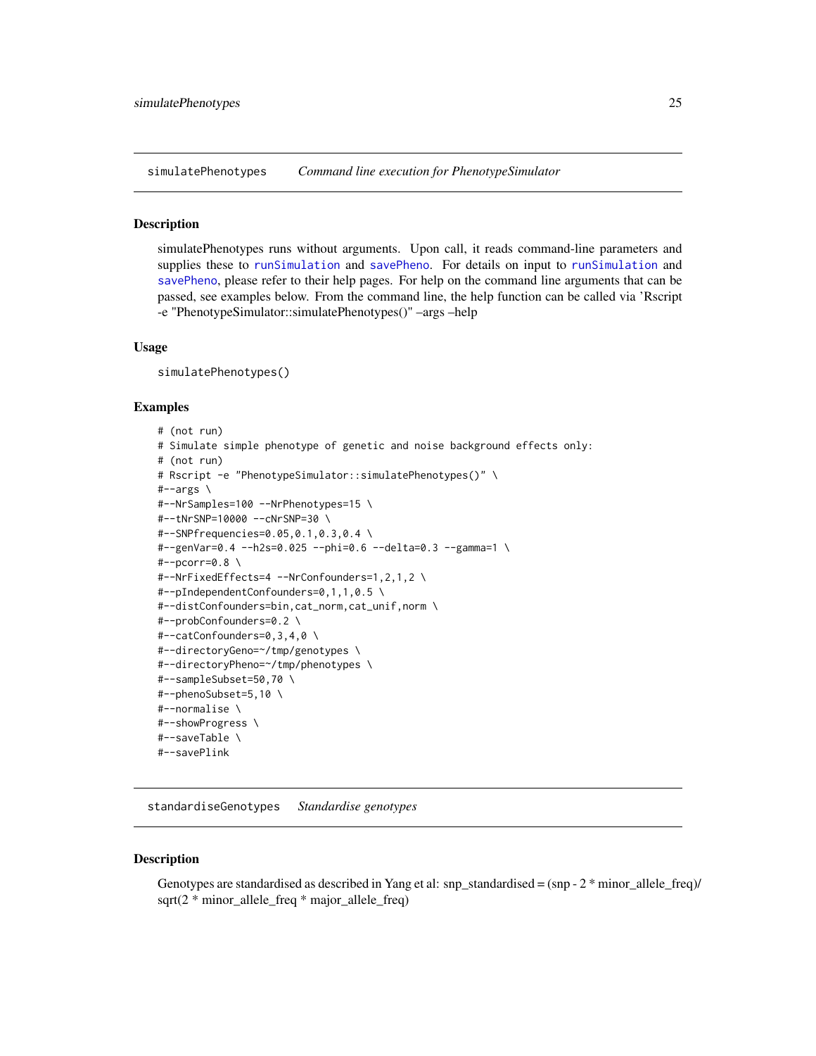## simulatePhenotypes *Command line execution for PhenotypeSimulator*

### Description

simulatePhenotypes runs without arguments. Upon call, it reads command-line parameters and supplies these to runSimulation and savePheno. For details on input to runSimulation and savePheno, please refer to their help pages. For help on the command line arguments that can be passed, see examples below. From the command line, the help function can be called via 'Rscript -e "PhenotypeSimulator::simulatePhenotypes()" –args –help

### Usage

```
simulatePhenotypes()
```

### Examples

```
# (not run)
# Simulate simple phenotype of genetic and noise background effects only:
# (not run)
# Rscript -e "PhenotypeSimulator::simulatePhenotypes()" \
#--args \
#--NrSamples=100 --NrPhenotypes=15 \
#--tNrSNP=10000 --cNrSNP=30 \
#--SNPfrequencies=0.05,0.1,0.3,0.4 \
#--genVar=0.4 --h2s=0.025 --phi=0.6 --delta=0.3 --gamma=1 \
#--pcorr=0.8 \
#--NrFixedEffects=4 --NrConfounders=1,2,1,2 \
#--pIndependentConfounders=0,1,1,0.5 \
#--distConfounders=bin,cat_norm,cat_unif,norm \
#--probConfounders=0.2 \
#--catConfounders=0,3,4,0 \
#--directoryGeno=~/tmp/genotypes \
#--directoryPheno=~/tmp/phenotypes \
#--sampleSubset=50,70 \
#--phenoSubset=5,10 \
#--normalise \
#--showProgress \
#--saveTable \
#--savePlink
```

## standardiseGenotypes *Standardise genotypes*

### Description

Genotypes are standardised as described in Yang et al: snp_standardised = (snp - 2 * minor_allele_freq)/ sqrt(2 * minor_allele_freq * major_allele_freq)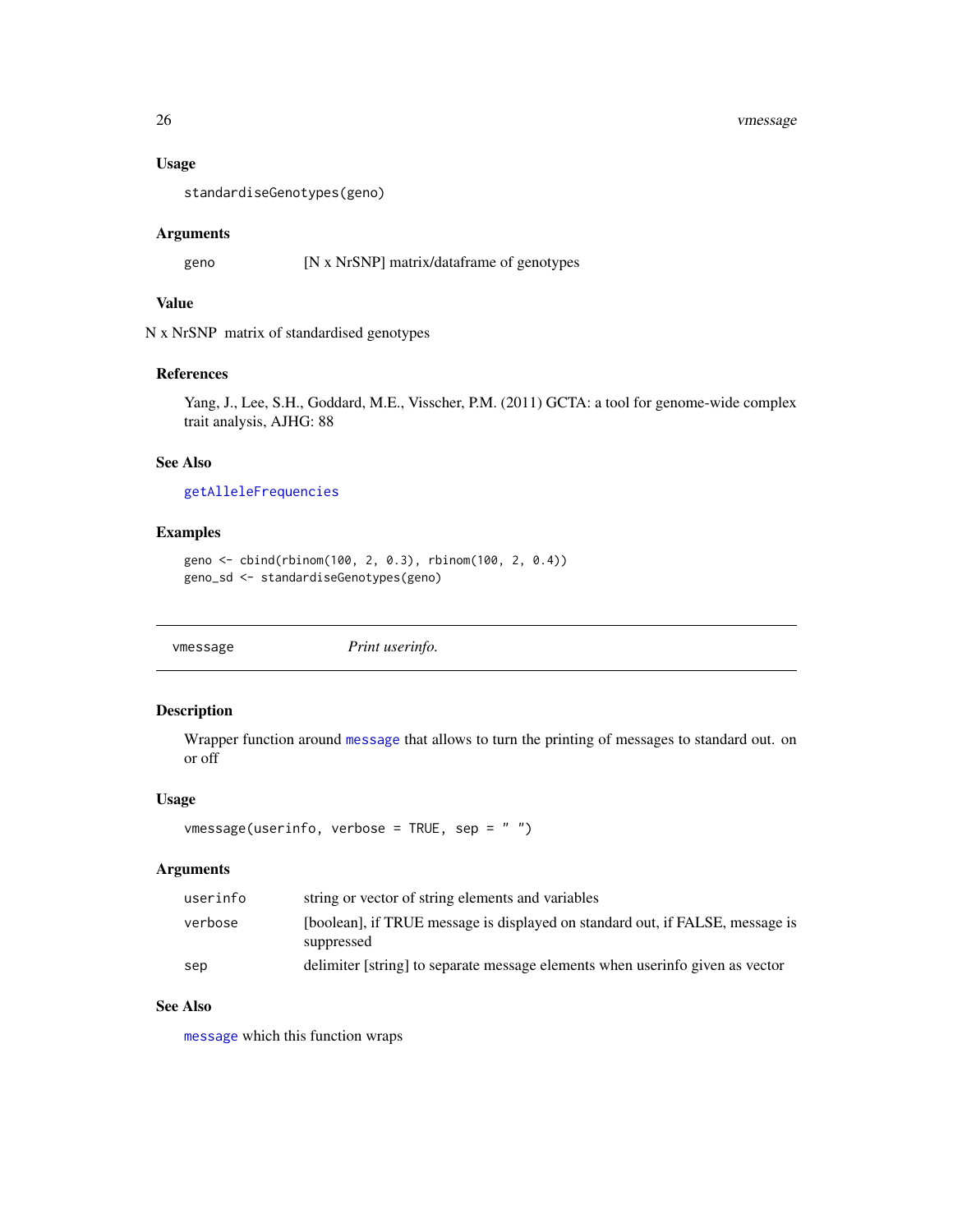### Usage

```
standardiseGenotypes(geno)
```

### Arguments

| | |
|---|---|
| geno | [N x NrSNP] matrix/dataframe of genotypes |

### Value

N x NrSNP matrix of standardised genotypes

### References

Yang, J., Lee, S.H., Goddard, M.E., Visscher, P.M. (2011) GCTA: a tool for genome-wide complex trait analysis, AJHG: 88

### See Also

getAlleleFrequencies

### Examples

```
geno <- cbind(rbinom(100, 2, 0.3), rbinom(100, 2, 0.4))
geno_sd <- standardiseGenotypes(geno)
```

---

## vmessage — *Print userinfo.*

---

### Description

Wrapper function around message that allows to turn the printing of messages to standard out. on or off

### Usage

```
vmessage(userinfo, verbose = TRUE, sep = " ")
```

### Arguments

| | |
|---|---|
| userinfo | string or vector of string elements and variables |
| verbose | [boolean], if TRUE message is displayed on standard out, if FALSE, message is suppressed |
| sep | delimiter [string] to separate message elements when userinfo given as vector |

### See Also

message which this function wraps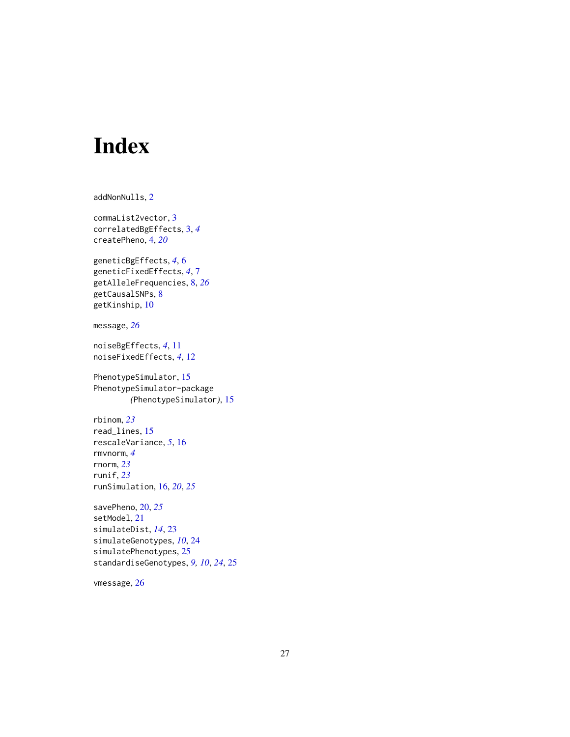# Index

addNonNulls, 2

commaList2vector, 3
correlatedBgEffects, 3, *4*
createPheno, 4, *20*

geneticBgEffects, *4*, 6
geneticFixedEffects, *4*, 7
getAlleleFrequencies, 8, *26*
getCausalSNPs, 8
getKinship, 10

message, *26*

noiseBgEffects, *4*, 11
noiseFixedEffects, *4*, 12

PhenotypeSimulator, 15
PhenotypeSimulator-package
        *(*PhenotypeSimulator*)*, 15

rbinom, *23*
read_lines, 15
rescaleVariance, *5*, 16
rmvnorm, *4*
rnorm, *23*
runif, *23*
runSimulation, 16, *20*, *25*

savePheno, 20, *25*
setModel, 21
simulateDist, *14*, 23
simulateGenotypes, *10*, 24
simulatePhenotypes, 25
standardiseGenotypes, *9, 10*, *24*, 25

vmessage, 26